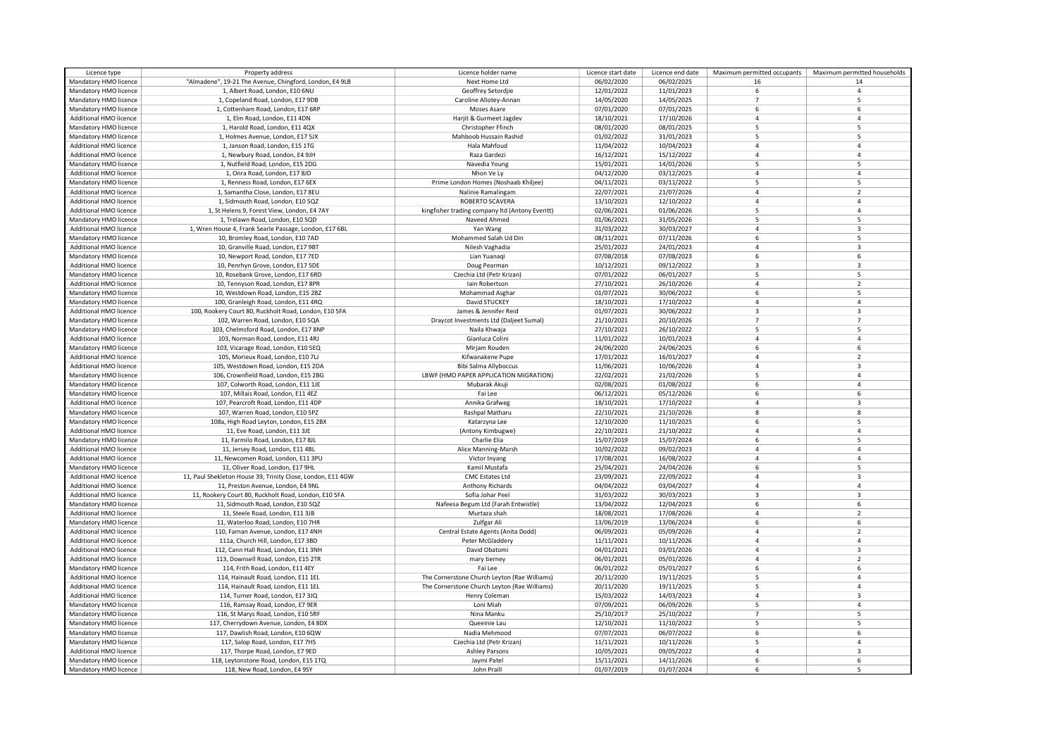| Licence type | Property address | Licence holder name | Licence start date | Licence end date | Maximum permitted occupants | Maximum permitted households |
|---|---|---|---|---|---|---|
| Mandatory HMO licence | "Almadene", 19-21 The Avenue, Chingford, London, E4 9LB | Next Home Ltd | 06/02/2020 | 06/02/2025 | 16 | 14 |
| Mandatory HMO licence | 1, Albert Road, London, E10 6NU | Geoffrey Setordjie | 12/01/2022 | 11/01/2023 | 6 | 4 |
| Mandatory HMO licence | 1, Copeland Road, London, E17 9DB | Caroline Allotey-Annan | 14/05/2020 | 14/05/2025 | 7 | 5 |
| Mandatory HMO licence | 1, Cottenham Road, London, E17 6RP | Moses Asare | 07/01/2020 | 07/01/2025 | 6 | 6 |
| Additional HMO licence | 1, Elm Road, London, E11 4DN | Harjit & Gurmeet Jagdev | 18/10/2021 | 17/10/2026 | 4 | 4 |
| Mandatory HMO licence | 1, Harold Road, London, E11 4QX | Christopher Ffinch | 08/01/2020 | 08/01/2025 | 5 | 5 |
| Mandatory HMO licence | 1, Holmes Avenue, London, E17 5JX | Mahboob Hussain Rashid | 01/02/2022 | 31/01/2023 | 5 | 5 |
| Additional HMO licence | 1, Janson Road, London, E15 1TG | Hala Mahfoud | 11/04/2022 | 10/04/2023 | 4 | 4 |
| Additional HMO licence | 1, Newbury Road, London, E4 9JH | Raza Gardezi | 16/12/2021 | 15/12/2022 | 4 | 4 |
| Mandatory HMO licence | 1, Nutfield Road, London, E15 2DG | Navedia Young | 15/01/2021 | 14/01/2026 | 5 | 5 |
| Additional HMO licence | 1, Onra Road, London, E17 8JD | Nhon Ve Ly | 04/12/2020 | 03/12/2025 | 4 | 4 |
| Mandatory HMO licence | 1, Renness Road, London, E17 6EX | Prime London Homes (Noshaab Khiljee) | 04/11/2021 | 03/11/2022 | 5 | 5 |
| Additional HMO licence | 1, Samantha Close, London, E17 8EU | Nalinie Ramalingam | 22/07/2021 | 21/07/2026 | 4 | 2 |
| Additional HMO licence | 1, Sidmouth Road, London, E10 5QZ | ROBERTO SCAVERA | 13/10/2021 | 12/10/2022 | 4 | 4 |
| Additional HMO licence | 1, St Helens 9, Forest View, London, E4 7AY | kingfisher trading company ltd (Antony Everitt) | 02/06/2021 | 01/06/2026 | 5 | 4 |
| Mandatory HMO licence | 1, Trelawn Road, London, E10 5QD | Naveed Ahmed | 01/06/2021 | 31/05/2026 | 5 | 5 |
| Additional HMO licence | 1, Wren House 4, Frank Searle Passage, London, E17 6BL | Yan Wang | 31/03/2022 | 30/03/2027 | 4 | 3 |
| Mandatory HMO licence | 10, Bromley Road, London, E10 7AD | Mohammed Salah Ud Din | 08/11/2021 | 07/11/2026 | 6 | 5 |
| Additional HMO licence | 10, Granville Road, London, E17 9BT | Nilesh Vaghadia | 25/01/2022 | 24/01/2023 | 4 | 3 |
| Mandatory HMO licence | 10, Newport Road, London, E17 7ED | Lian Yuanaqi | 07/08/2018 | 07/08/2023 | 6 | 6 |
| Additional HMO licence | 10, Penrhyn Grove, London, E17 5DE | Doug Pearman | 10/12/2021 | 09/12/2022 | 3 | 3 |
| Mandatory HMO licence | 10, Rosebank Grove, London, E17 6RD | Czechia Ltd (Petr Krizan) | 07/01/2022 | 06/01/2027 | 5 | 5 |
| Additional HMO licence | 10, Tennyson Road, London, E17 8PR | Iain Robertson | 27/10/2021 | 26/10/2026 | 4 | 2 |
| Mandatory HMO licence | 10, Westdown Road, London, E15 2BZ | Mohammad Asghar | 01/07/2021 | 30/06/2022 | 6 | 5 |
| Mandatory HMO licence | 100, Granleigh Road, London, E11 4RQ | David STUCKEY | 18/10/2021 | 17/10/2022 | 4 | 4 |
| Additional HMO licence | 100, Rookery Court 80, Ruckholt Road, London, E10 5FA | James & Jennifer Reid | 01/07/2021 | 30/06/2022 | 3 | 3 |
| Mandatory HMO licence | 102, Warren Road, London, E10 5QA | Draycot Investments Ltd (Daljeet Sumal) | 21/10/2021 | 20/10/2026 | 7 | 7 |
| Mandatory HMO licence | 103, Chelmsford Road, London, E17 8NP | Naila Khwaja | 27/10/2021 | 26/10/2022 | 5 | 5 |
| Additional HMO licence | 103, Norman Road, London, E11 4RJ | Gianluca Colini | 11/01/2022 | 10/01/2023 | 4 | 4 |
| Mandatory HMO licence | 103, Vicarage Road, London, E10 5EQ | Mirjam Rouden | 24/06/2020 | 24/06/2025 | 6 | 6 |
| Additional HMO licence | 105, Morieux Road, London, E10 7LJ | Kifwanakene Pupe | 17/01/2022 | 16/01/2027 | 4 | 2 |
| Additional HMO licence | 105, Westdown Road, London, E15 2DA | Bibi Salma Allyboccus | 11/06/2021 | 10/06/2026 | 4 | 3 |
| Mandatory HMO licence | 106, Crownfield Road, London, E15 2BG | LBWF (HMO PAPER APPLICATION MIGRATION) | 22/02/2021 | 21/02/2026 | 5 | 4 |
| Mandatory HMO licence | 107, Colworth Road, London, E11 1JE | Mubarak Akuji | 02/08/2021 | 01/08/2022 | 6 | 4 |
| Mandatory HMO licence | 107, Millais Road, London, E11 4EZ | Fai Lee | 06/12/2021 | 05/12/2026 | 6 | 6 |
| Additional HMO licence | 107, Pearcroft Road, London, E11 4DP | Annika Grafweg | 18/10/2021 | 17/10/2022 | 4 | 3 |
| Mandatory HMO licence | 107, Warren Road, London, E10 5PZ | Rashpal Matharu | 22/10/2021 | 21/10/2026 | 8 | 8 |
| Mandatory HMO licence | 108a, High Road Leyton, London, E15 2BX | Katarzyna Lee | 12/10/2020 | 11/10/2025 | 6 | 5 |
| Additional HMO licence | 11, Eve Road, London, E11 3JE | (Antony Kimbugwe) | 22/10/2021 | 21/10/2022 | 4 | 4 |
| Mandatory HMO licence | 11, Farmilo Road, London, E17 8JL | Charlie Elia | 15/07/2019 | 15/07/2024 | 6 | 5 |
| Additional HMO licence | 11, Jersey Road, London, E11 4BL | Alice Manning-Marsh | 10/02/2022 | 09/02/2023 | 4 | 4 |
| Additional HMO licence | 11, Newcomen Road, London, E11 3PU | Victor Inyang | 17/08/2021 | 16/08/2022 | 4 | 4 |
| Mandatory HMO licence | 11, Oliver Road, London, E17 9HL | Kamil Mustafa | 25/04/2021 | 24/04/2026 | 6 | 5 |
| Additional HMO licence | 11, Paul Shekleton House 39, Trinity Close, London, E11 4GW | CMC Estates Ltd | 23/09/2021 | 22/09/2022 | 4 | 3 |
| Additional HMO licence | 11, Preston Avenue, London, E4 9NL | Anthony Richards | 04/04/2022 | 03/04/2027 | 4 | 4 |
| Additional HMO licence | 11, Rookery Court 80, Ruckholt Road, London, E10 5FA | Sofia Johar Peel | 31/03/2022 | 30/03/2023 | 3 | 3 |
| Mandatory HMO licence | 11, Sidmouth Road, London, E10 5QZ | Nafeesa Begum Ltd (Farah Entwistle) | 13/04/2022 | 12/04/2023 | 6 | 6 |
| Additional HMO licence | 11, Steele Road, London, E11 3JB | Murtaza shah | 18/08/2021 | 17/08/2026 | 4 | 2 |
| Mandatory HMO licence | 11, Waterloo Road, London, E10 7HR | Zulfgar Ali | 13/06/2019 | 13/06/2024 | 6 | 6 |
| Additional HMO licence | 110, Farnan Avenue, London, E17 4NH | Central Estate Agents (Anita Dodd) | 06/09/2021 | 05/09/2026 | 4 | 2 |
| Additional HMO licence | 111a, Church Hill, London, E17 3BD | Peter McGladdery | 11/11/2021 | 10/11/2026 | 4 | 4 |
| Additional HMO licence | 112, Cann Hall Road, London, E11 3NH | David Obatomi | 04/01/2021 | 03/01/2026 | 4 | 3 |
| Additional HMO licence | 113, Downsell Road, London, E15 2TR | mary tierney | 06/01/2021 | 05/01/2026 | 4 | 2 |
| Mandatory HMO licence | 114, Frith Road, London, E11 4EY | Fai Lee | 06/01/2022 | 05/01/2027 | 6 | 6 |
| Additional HMO licence | 114, Hainault Road, London, E11 1EL | The Cornerstone Church Leyton (Rae Williams) | 20/11/2020 | 19/11/2025 | 5 | 4 |
| Additional HMO licence | 114, Hainault Road, London, E11 1EL | The Cornerstone Church Leyton (Rae Williams) | 20/11/2020 | 19/11/2025 | 5 | 4 |
| Additional HMO licence | 114, Turner Road, London, E17 3JQ | Henry Coleman | 15/03/2022 | 14/03/2023 | 4 | 3 |
| Mandatory HMO licence | 116, Ramsay Road, London, E7 9ER | Loni Miah | 07/09/2021 | 06/09/2026 | 5 | 4 |
| Mandatory HMO licence | 116, St Marys Road, London, E10 5RF | Nina Manku | 25/10/2017 | 25/10/2022 | 7 | 5 |
| Mandatory HMO licence | 117, Cherrydown Avenue, London, E4 8DX | Queeinie Lau | 12/10/2021 | 11/10/2022 | 5 | 5 |
| Mandatory HMO licence | 117, Dawlish Road, London, E10 6QW | Nadia Mehmood | 07/07/2021 | 06/07/2022 | 6 | 6 |
| Mandatory HMO licence | 117, Salop Road, London, E17 7HS | Czechia Ltd (Petr Krizan) | 11/11/2021 | 10/11/2026 | 5 | 4 |
| Additional HMO licence | 117, Thorpe Road, London, E7 9ED | Ashley Parsons | 10/05/2021 | 09/05/2022 | 4 | 3 |
| Mandatory HMO licence | 118, Leytonstone Road, London, E15 1TQ | Jaymi Patel | 15/11/2021 | 14/11/2026 | 6 | 6 |
| Mandatory HMO licence | 118, New Road, London, E4 9SY | John Praill | 01/07/2019 | 01/07/2024 | 6 | 5 |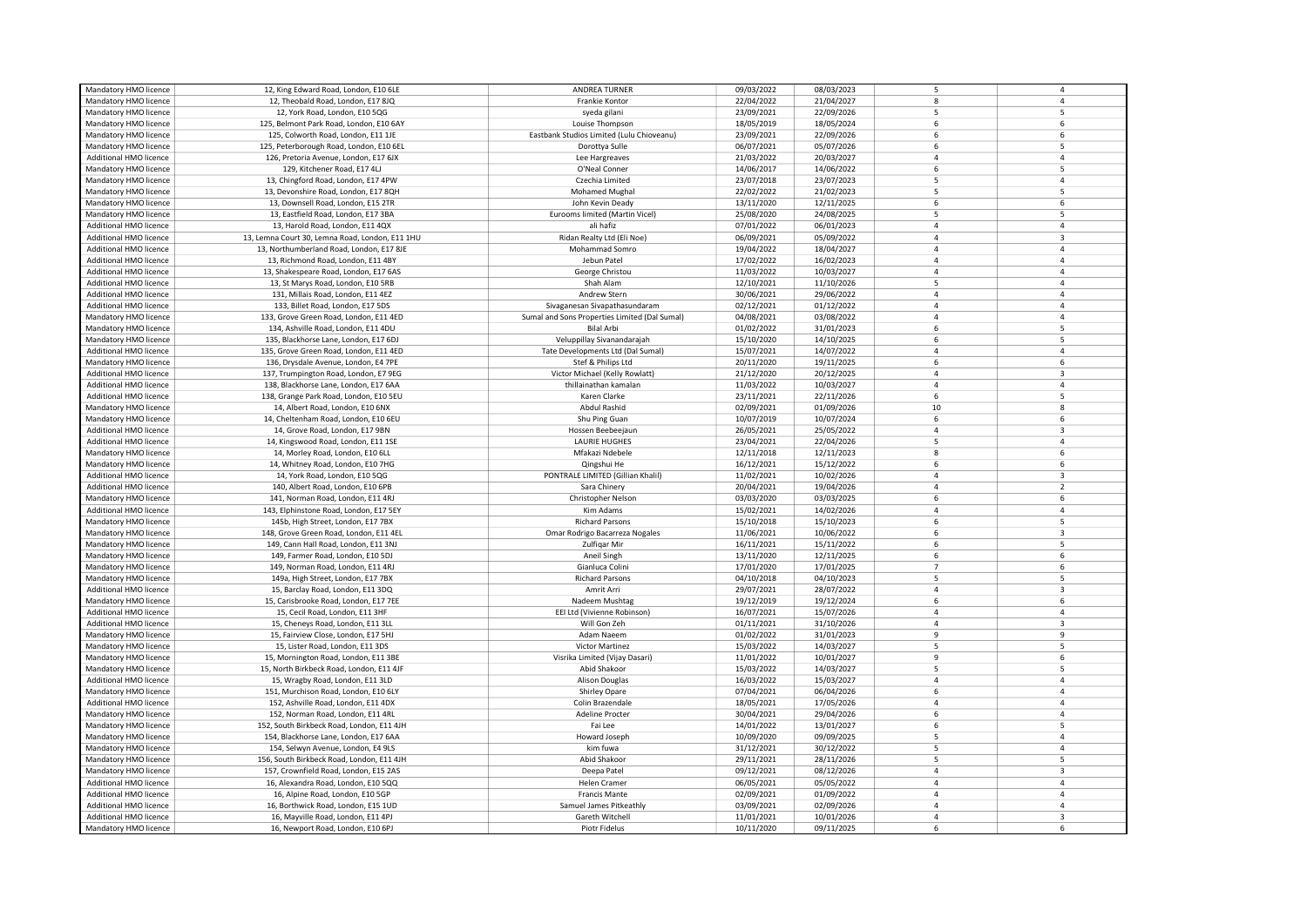| | | | | | | |
|---|---|---|---|---|---|---|
| Mandatory HMO licence | 12, King Edward Road, London, E10 6LE | ANDREA TURNER | 09/03/2022 | 08/03/2023 | 5 | 4 |
| Mandatory HMO licence | 12, Theobald Road, London, E17 8JQ | Frankie Kontor | 22/04/2022 | 21/04/2027 | 8 | 4 |
| Mandatory HMO licence | 12, York Road, London, E10 5QG | syeda gilani | 23/09/2021 | 22/09/2026 | 5 | 5 |
| Mandatory HMO licence | 125, Belmont Park Road, London, E10 6AY | Louise Thompson | 18/05/2019 | 18/05/2024 | 6 | 6 |
| Mandatory HMO licence | 125, Colworth Road, London, E11 1JE | Eastbank Studios Limited (Lulu Chioveanu) | 23/09/2021 | 22/09/2026 | 6 | 6 |
| Mandatory HMO licence | 125, Peterborough Road, London, E10 6EL | Dorottya Sulle | 06/07/2021 | 05/07/2026 | 6 | 5 |
| Additional HMO licence | 126, Pretoria Avenue, London, E17 6JX | Lee Hargreaves | 21/03/2022 | 20/03/2027 | 4 | 4 |
| Mandatory HMO licence | 129, Kitchener Road, E17 4LJ | O'Neal Conner | 14/06/2017 | 14/06/2022 | 6 | 5 |
| Mandatory HMO licence | 13, Chingford Road, London, E17 4PW | Czechia Limited | 23/07/2018 | 23/07/2023 | 5 | 4 |
| Mandatory HMO licence | 13, Devonshire Road, London, E17 8QH | Mohamed Mughal | 22/02/2022 | 21/02/2023 | 5 | 5 |
| Mandatory HMO licence | 13, Downsell Road, London, E15 2TR | John Kevin Deady | 13/11/2020 | 12/11/2025 | 6 | 6 |
| Mandatory HMO licence | 13, Eastfield Road, London, E17 3BA | Eurooms limited (Martin Vicel) | 25/08/2020 | 24/08/2025 | 5 | 5 |
| Additional HMO licence | 13, Harold Road, London, E11 4QX | ali hafiz | 07/01/2022 | 06/01/2023 | 4 | 4 |
| Additional HMO licence | 13, Lemna Court 30, Lemna Road, London, E11 1HU | Ridan Realty Ltd (Eli Noe) | 06/09/2021 | 05/09/2022 | 4 | 3 |
| Additional HMO licence | 13, Northumberland Road, London, E17 8JE | Mohammad Somro | 19/04/2022 | 18/04/2027 | 4 | 4 |
| Additional HMO licence | 13, Richmond Road, London, E11 4BY | Jebun Patel | 17/02/2022 | 16/02/2023 | 4 | 4 |
| Additional HMO licence | 13, Shakespeare Road, London, E17 6AS | George Christou | 11/03/2022 | 10/03/2027 | 4 | 4 |
| Additional HMO licence | 13, St Marys Road, London, E10 5RB | Shah Alam | 12/10/2021 | 11/10/2026 | 5 | 4 |
| Additional HMO licence | 131, Millais Road, London, E11 4EZ | Andrew Stern | 30/06/2021 | 29/06/2022 | 4 | 4 |
| Additional HMO licence | 133, Billet Road, London, E17 5DS | Sivaganesan Sivapathasundaram | 02/12/2021 | 01/12/2022 | 4 | 4 |
| Mandatory HMO licence | 133, Grove Green Road, London, E11 4ED | Sumal and Sons Properties Limited (Dal Sumal) | 04/08/2021 | 03/08/2022 | 4 | 4 |
| Mandatory HMO licence | 134, Ashville Road, London, E11 4DU | Bilal Arbi | 01/02/2022 | 31/01/2023 | 6 | 5 |
| Mandatory HMO licence | 135, Blackhorse Lane, London, E17 6DJ | Veluppillay Sivanandarajah | 15/10/2020 | 14/10/2025 | 6 | 5 |
| Additional HMO licence | 135, Grove Green Road, London, E11 4ED | Tate Developments Ltd (Dal Sumal) | 15/07/2021 | 14/07/2022 | 4 | 4 |
| Mandatory HMO licence | 136, Drysdale Avenue, London, E4 7PE | Stef & Philips Ltd | 20/11/2020 | 19/11/2025 | 6 | 6 |
| Additional HMO licence | 137, Trumpington Road, London, E7 9EG | Victor Michael (Kelly Rowlatt) | 21/12/2020 | 20/12/2025 | 4 | 3 |
| Additional HMO licence | 138, Blackhorse Lane, London, E17 6AA | thillainathan kamalan | 11/03/2022 | 10/03/2027 | 4 | 4 |
| Additional HMO licence | 138, Grange Park Road, London, E10 5EU | Karen Clarke | 23/11/2021 | 22/11/2026 | 6 | 5 |
| Mandatory HMO licence | 14, Albert Road, London, E10 6NX | Abdul Rashid | 02/09/2021 | 01/09/2026 | 10 | 8 |
| Mandatory HMO licence | 14, Cheltenham Road, London, E10 6EU | Shu Ping Guan | 10/07/2019 | 10/07/2024 | 6 | 6 |
| Additional HMO licence | 14, Grove Road, London, E17 9BN | Hossen Beebeejaun | 26/05/2021 | 25/05/2022 | 4 | 3 |
| Additional HMO licence | 14, Kingswood Road, London, E11 1SE | LAURIE HUGHES | 23/04/2021 | 22/04/2026 | 5 | 4 |
| Mandatory HMO licence | 14, Morley Road, London, E10 6LL | Mfakazi Ndebele | 12/11/2018 | 12/11/2023 | 8 | 6 |
| Mandatory HMO licence | 14, Whitney Road, London, E10 7HG | Qingshui He | 16/12/2021 | 15/12/2022 | 6 | 6 |
| Additional HMO licence | 14, York Road, London, E10 5QG | PONTRALE LIMITED (Gillian Khalil) | 11/02/2021 | 10/02/2026 | 4 | 3 |
| Additional HMO licence | 140, Albert Road, London, E10 6PB | Sara Chinery | 20/04/2021 | 19/04/2026 | 4 | 2 |
| Mandatory HMO licence | 141, Norman Road, London, E11 4RJ | Christopher Nelson | 03/03/2020 | 03/03/2025 | 6 | 6 |
| Additional HMO licence | 143, Elphinstone Road, London, E17 5EY | Kim Adams | 15/02/2021 | 14/02/2026 | 4 | 4 |
| Mandatory HMO licence | 145b, High Street, London, E17 7BX | Richard Parsons | 15/10/2018 | 15/10/2023 | 6 | 5 |
| Mandatory HMO licence | 148, Grove Green Road, London, E11 4EL | Omar Rodrigo Bacarreza Nogales | 11/06/2021 | 10/06/2022 | 6 | 3 |
| Mandatory HMO licence | 149, Cann Hall Road, London, E11 3NJ | Zulfiqar Mir | 16/11/2021 | 15/11/2022 | 6 | 5 |
| Mandatory HMO licence | 149, Farmer Road, London, E10 5DJ | Aneil Singh | 13/11/2020 | 12/11/2025 | 6 | 6 |
| Mandatory HMO licence | 149, Norman Road, London, E11 4RJ | Gianluca Colini | 17/01/2020 | 17/01/2025 | 7 | 6 |
| Mandatory HMO licence | 149a, High Street, London, E17 7BX | Richard Parsons | 04/10/2018 | 04/10/2023 | 5 | 5 |
| Additional HMO licence | 15, Barclay Road, London, E11 3DQ | Amrit Arri | 29/07/2021 | 28/07/2022 | 4 | 3 |
| Mandatory HMO licence | 15, Carisbrooke Road, London, E17 7EE | Nadeem Mushtag | 19/12/2019 | 19/12/2024 | 6 | 6 |
| Additional HMO licence | 15, Cecil Road, London, E11 3HF | EEI Ltd (Vivienne Robinson) | 16/07/2021 | 15/07/2026 | 4 | 4 |
| Additional HMO licence | 15, Cheneys Road, London, E11 3LL | Will Gon Zeh | 01/11/2021 | 31/10/2026 | 4 | 3 |
| Mandatory HMO licence | 15, Fairview Close, London, E17 5HJ | Adam Naeem | 01/02/2022 | 31/01/2023 | 9 | 9 |
| Mandatory HMO licence | 15, Lister Road, London, E11 3DS | Victor Martinez | 15/03/2022 | 14/03/2027 | 5 | 5 |
| Mandatory HMO licence | 15, Mornington Road, London, E11 3BE | Visrika Limited (Vijay Dasari) | 11/01/2022 | 10/01/2027 | 9 | 6 |
| Mandatory HMO licence | 15, North Birkbeck Road, London, E11 4JF | Abid Shakoor | 15/03/2022 | 14/03/2027 | 5 | 5 |
| Additional HMO licence | 15, Wragby Road, London, E11 3LD | Alison Douglas | 16/03/2022 | 15/03/2027 | 4 | 4 |
| Mandatory HMO licence | 151, Murchison Road, London, E10 6LY | Shirley Opare | 07/04/2021 | 06/04/2026 | 6 | 4 |
| Additional HMO licence | 152, Ashville Road, London, E11 4DX | Colin Brazendale | 18/05/2021 | 17/05/2026 | 4 | 4 |
| Mandatory HMO licence | 152, Norman Road, London, E11 4RL | Adeline Procter | 30/04/2021 | 29/04/2026 | 6 | 4 |
| Mandatory HMO licence | 152, South Birkbeck Road, London, E11 4JH | Fai Lee | 14/01/2022 | 13/01/2027 | 6 | 5 |
| Mandatory HMO licence | 154, Blackhorse Lane, London, E17 6AA | Howard Joseph | 10/09/2020 | 09/09/2025 | 5 | 4 |
| Mandatory HMO licence | 154, Selwyn Avenue, London, E4 9LS | kim fuwa | 31/12/2021 | 30/12/2022 | 5 | 4 |
| Mandatory HMO licence | 156, South Birkbeck Road, London, E11 4JH | Abid Shakoor | 29/11/2021 | 28/11/2026 | 5 | 5 |
| Mandatory HMO licence | 157, Crownfield Road, London, E15 2AS | Deepa Patel | 09/12/2021 | 08/12/2026 | 4 | 3 |
| Additional HMO licence | 16, Alexandra Road, London, E10 5QQ | Helen Cramer | 06/05/2021 | 05/05/2022 | 4 | 4 |
| Additional HMO licence | 16, Alpine Road, London, E10 5GP | Francis Mante | 02/09/2021 | 01/09/2022 | 4 | 4 |
| Additional HMO licence | 16, Borthwick Road, London, E15 1UD | Samuel James Pitkeathly | 03/09/2021 | 02/09/2026 | 4 | 4 |
| Additional HMO licence | 16, Mayville Road, London, E11 4PJ | Gareth Witchell | 11/01/2021 | 10/01/2026 | 4 | 3 |
| Mandatory HMO licence | 16, Newport Road, London, E10 6PJ | Piotr Fidelus | 10/11/2020 | 09/11/2025 | 6 | 6 |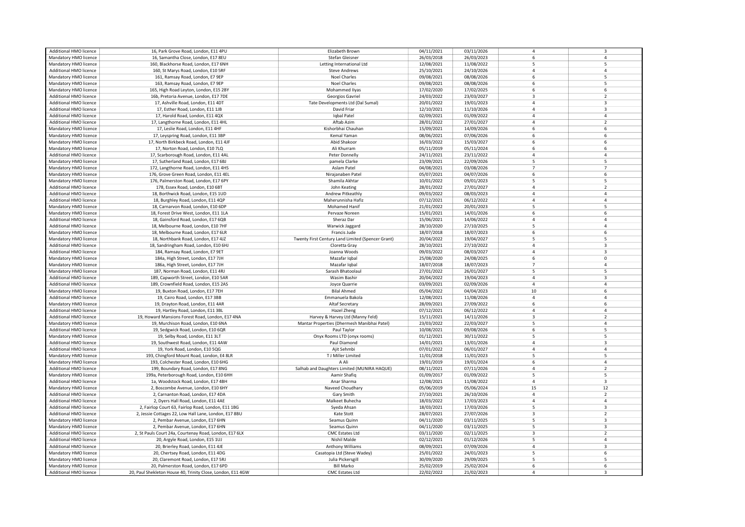| | | | | | | |
|---|---|---|---|---|---|---|
| Additional HMO licence | 16, Park Grove Road, London, E11 4PU | Elizabeth Brown | 04/11/2021 | 03/11/2026 | 4 | 3 |
| Mandatory HMO licence | 16, Samantha Close, London, E17 8EU | Stefan Gleisner | 26/03/2018 | 26/03/2023 | 6 | 4 |
| Mandatory HMO licence | 160, Blackhorse Road, London, E17 6NH | Letting International Ltd | 12/08/2021 | 11/08/2022 | 5 | 5 |
| Additional HMO licence | 160, St Marys Road, London, E10 5RF | Steve Andrews | 25/10/2021 | 24/10/2026 | 4 | 4 |
| Mandatory HMO licence | 161, Ramsay Road, London, E7 9EP | Noel Charles | 09/08/2021 | 08/08/2026 | 6 | 5 |
| Mandatory HMO licence | 163, Ramsay Road, London, E7 9EP | Noel Charles | 09/08/2021 | 08/08/2026 | 6 | 5 |
| Mandatory HMO licence | 165, High Road Leyton, London, E15 2BY | Mohammed Ilyas | 17/02/2020 | 17/02/2025 | 6 | 6 |
| Additional HMO licence | 16b, Pretoria Avenue, London, E17 7DE | Georgios Gavriel | 24/03/2022 | 23/03/2027 | 3 | 2 |
| Additional HMO licence | 17, Ashville Road, London, E11 4DT | Tate Developments Ltd (Dal Sumal) | 20/01/2022 | 19/01/2023 | 4 | 3 |
| Additional HMO licence | 17, Esther Road, London, E11 1JB | David Friar | 12/10/2021 | 11/10/2026 | 4 | 3 |
| Additional HMO licence | 17, Harold Road, London, E11 4QX | Iqbal Patel | 02/09/2021 | 01/09/2022 | 4 | 4 |
| Additional HMO licence | 17, Langthorne Road, London, E11 4HL | Aftab Azim | 28/01/2022 | 27/01/2027 | 4 | 2 |
| Mandatory HMO licence | 17, Leslie Road, London, E11 4HF | Kishorbhai Chauhan | 15/09/2021 | 14/09/2026 | 6 | 6 |
| Mandatory HMO licence | 17, Leyspring Road, London, E11 3BP | Kemal Yaman | 08/06/2021 | 07/06/2026 | 6 | 6 |
| Mandatory HMO licence | 17, North Birkbeck Road, London, E11 4JF | Abid Shakoor | 16/03/2022 | 15/03/2027 | 6 | 6 |
| Mandatory HMO licence | 17, Norton Road, London, E10 7LQ | Ali Khurram | 05/11/2019 | 05/11/2024 | 6 | 6 |
| Additional HMO licence | 17, Scarborough Road, London, E11 4AL | Peter Donnelly | 24/11/2021 | 23/11/2022 | 4 | 4 |
| Mandatory HMO licence | 17, Sutherland Road, London, E17 6BJ | pamela Clarke | 23/09/2021 | 22/09/2026 | 5 | 5 |
| Mandatory HMO licence | 172, Langthorne Road, London, E11 4HS | Aslam Patel | 04/08/2021 | 03/08/2026 | 7 | 7 |
| Mandatory HMO licence | 176, Grove Green Road, London, E11 4EL | Nirajanaben Patel | 05/07/2021 | 04/07/2026 | 6 | 6 |
| Mandatory HMO licence | 176, Palmerston Road, London, E17 6PY | Shamila Akhtar | 10/01/2022 | 09/01/2023 | 5 | 5 |
| Additional HMO licence | 178, Essex Road, London, E10 6BT | John Keating | 28/01/2022 | 27/01/2027 | 4 | 2 |
| Additional HMO licence | 18, Borthwick Road, London, E15 1UD | Andrew Pitkeathly | 09/03/2022 | 08/03/2023 | 4 | 4 |
| Additional HMO licence | 18, Burghley Road, London, E11 4QP | Maherunnisha Hafiz | 07/12/2021 | 06/12/2022 | 4 | 4 |
| Mandatory HMO licence | 18, Carnarvon Road, London, E10 6DP | Mohamed Hanif | 21/01/2022 | 20/01/2023 | 5 | 5 |
| Mandatory HMO licence | 18, Forest Drive West, London, E11 1LA | Pervaze Noreen | 15/01/2021 | 14/01/2026 | 6 | 6 |
| Additional HMO licence | 18, Gainsford Road, London, E17 6QB | Sheraz Dar | 15/06/2021 | 14/06/2022 | 4 | 4 |
| Additional HMO licence | 18, Melbourne Road, London, E10 7HF | Warwick Jaggard | 28/10/2020 | 27/10/2025 | 5 | 4 |
| Mandatory HMO licence | 18, Melbourne Road, London, E17 6LR | Francis Jude | 18/07/2018 | 18/07/2023 | 6 | 6 |
| Mandatory HMO licence | 18, Northbank Road, London, E17 4JZ | Twenty First Century Land Limited (Spencer Grant) | 20/04/2022 | 19/04/2027 | 5 | 5 |
| Additional HMO licence | 18, Sandringham Road, London, E10 6HJ | Cloretta Gray | 28/10/2021 | 27/10/2022 | 4 | 3 |
| Additional HMO licence | 184, Ramsay Road, London, E7 9ET | Joanna Woods | 09/03/2022 | 08/03/2027 | 4 | 3 |
| Mandatory HMO licence | 184a, High Street, London, E17 7JH | Mazafar Iqbal | 25/08/2020 | 24/08/2025 | 6 | 0 |
| Mandatory HMO licence | 186a, High Street, London, E17 7JH | Mazafar Iqbal | 18/07/2018 | 18/07/2023 | 7 | 4 |
| Mandatory HMO licence | 187, Norman Road, London, E11 4RJ | Sarash Bhatoolaul | 27/01/2022 | 26/01/2027 | 5 | 5 |
| Additional HMO licence | 189, Capworth Street, London, E10 5AR | Wasim Bashir | 20/04/2022 | 19/04/2023 | 4 | 3 |
| Additional HMO licence | 189, Crownfield Road, London, E15 2AS | Joyce Quarrie | 03/09/2021 | 02/09/2026 | 4 | 4 |
| Mandatory HMO licence | 19, Buxton Road, London, E17 7EH | Bilal Ahmed | 05/04/2022 | 04/04/2023 | 10 | 6 |
| Additional HMO licence | 19, Cairo Road, London, E17 3BB | Emmanuela Bakola | 12/08/2021 | 11/08/2026 | 4 | 4 |
| Mandatory HMO licence | 19, Drayton Road, London, E11 4AR | Altaf Secretary | 28/09/2021 | 27/09/2022 | 6 | 6 |
| Additional HMO licence | 19, Hartley Road, London, E11 3BL | Hazel Zheng | 07/12/2021 | 06/12/2022 | 4 | 4 |
| Additional HMO licence | 19, Howard Mansions Forest Road, London, E17 4NA | Harvey & Harvey Ltd (Manny Feld) | 15/11/2021 | 14/11/2026 | 3 | 2 |
| Mandatory HMO licence | 19, Murchison Road, London, E10 6NA | Mantar Properties (Dhermesh Manibhai Patel) | 23/03/2022 | 22/03/2027 | 5 | 4 |
| Additional HMO licence | 19, Sedgwick Road, London, E10 6QR | Paul Taylor | 10/08/2021 | 09/08/2026 | 6 | 5 |
| Mandatory HMO licence | 19, Selby Road, London, E11 3LT | Onyx Rooms LTD (onyx rooms) | 01/12/2021 | 30/11/2022 | 5 | 5 |
| Additional HMO licence | 19, Southwest Road, London, E11 4AW | Paul Diamond | 14/01/2021 | 13/01/2026 | 4 | 3 |
| Additional HMO licence | 19, York Road, London, E10 5QG | Ajit Sehmbi | 07/01/2022 | 06/01/2027 | 4 | 4 |
| Mandatory HMO licence | 193, Chingford Mount Road, London, E4 8LR | T J Miller Limited | 11/01/2018 | 11/01/2023 | 5 | 5 |
| Mandatory HMO licence | 193, Colchester Road, London, E10 6HG | A Ali | 19/01/2019 | 19/01/2024 | 6 | 4 |
| Additional HMO licence | 199, Boundary Road, London, E17 8NG | Salhab and Daughters Limited (MUNIRA HAQUE) | 08/11/2021 | 07/11/2026 | 4 | 2 |
| Mandatory HMO licence | 199a, Peterborough Road, London, E10 6HH | Aamir Shafiq | 01/09/2017 | 01/09/2022 | 5 | 5 |
| Additional HMO licence | 1a, Woodstock Road, London, E17 4BH | Anar Sharma | 12/08/2021 | 11/08/2022 | 4 | 3 |
| Mandatory HMO licence | 2, Boscombe Avenue, London, E10 6HY | Naveed Choudhary | 05/06/2019 | 05/06/2024 | 15 | 12 |
| Additional HMO licence | 2, Carnanton Road, London, E17 4DA | Gary Smith | 27/10/2021 | 26/10/2026 | 4 | 2 |
| Additional HMO licence | 2, Dyers Hall Road, London, E11 4AE | Malkeet Buhecha | 18/03/2022 | 17/03/2023 | 4 | 4 |
| Additional HMO licence | 2, Fairlop Court 63, Fairlop Road, London, E11 1BG | Syeda Ahsan | 18/03/2021 | 17/03/2026 | 5 | 3 |
| Additional HMO licence | 2, Jessie Cottages 22, Low Hall Lane, London, E17 8BU | Kate Stott | 28/07/2021 | 27/07/2026 | 3 | 2 |
| Mandatory HMO licence | 2, Pembar Avenue, London, E17 6HN | Seamus Quinn | 04/11/2020 | 03/11/2025 | 5 | 3 |
| Mandatory HMO licence | 2, Pembar Avenue, London, E17 6HN | Seamus Quinn | 04/11/2020 | 03/11/2025 | 5 | 3 |
| Additional HMO licence | 2, St Pauls Court 24a, Courtenay Road, London, E17 6LX | CMC Estates Ltd | 03/11/2020 | 02/11/2025 | 3 | 2 |
| Additional HMO licence | 20, Argyle Road, London, E15 1UJ | Nishil Malde | 02/12/2021 | 01/12/2026 | 5 | 4 |
| Additional HMO licence | 20, Brierley Road, London, E11 4JE | Anthony Williams | 08/09/2021 | 07/09/2026 | 4 | 3 |
| Mandatory HMO licence | 20, Chertsey Road, London, E11 4DG | Casatopia Ltd (Steve Wadey) | 25/01/2022 | 24/01/2023 | 5 | 6 |
| Mandatory HMO licence | 20, Claremont Road, London, E17 5RJ | Julia Pickersgill | 30/09/2020 | 29/09/2025 | 5 | 5 |
| Mandatory HMO licence | 20, Palmerston Road, London, E17 6PD | Bill Marko | 25/02/2019 | 25/02/2024 | 6 | 6 |
| Additional HMO licence | 20, Paul Shekleton House 40, Trinity Close, London, E11 4GW | CMC Estates Ltd | 22/02/2022 | 21/02/2023 | 4 | 3 |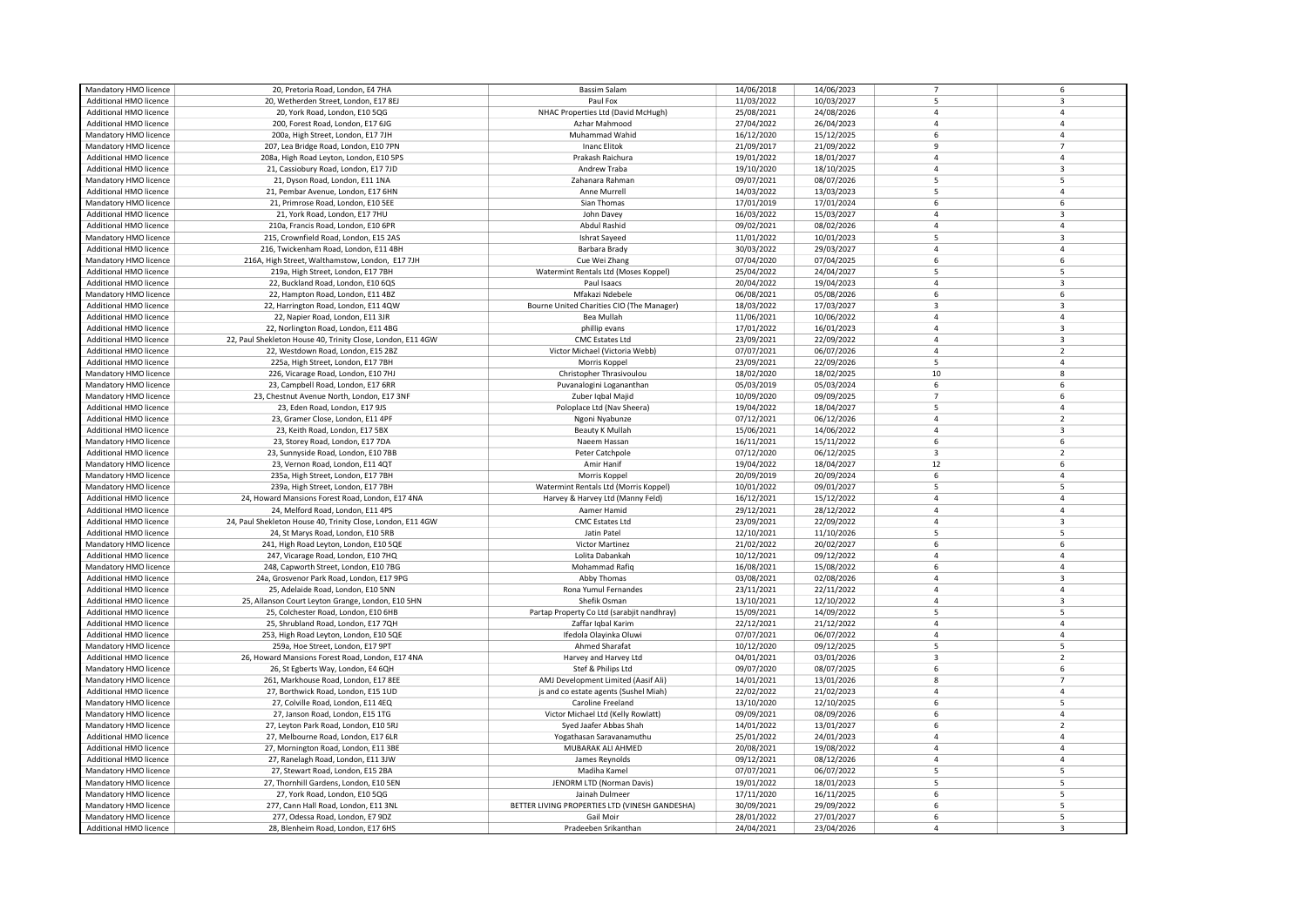| | | | | | | |
|---|---|---|---|---|---|---|
| Mandatory HMO licence | 20, Pretoria Road, London, E4 7HA | Bassim Salam | 14/06/2018 | 14/06/2023 | 7 | 6 |
| Additional HMO licence | 20, Wetherden Street, London, E17 8EJ | Paul Fox | 11/03/2022 | 10/03/2027 | 5 | 3 |
| Additional HMO licence | 20, York Road, London, E10 5QG | NHAC Properties Ltd (David McHugh) | 25/08/2021 | 24/08/2026 | 4 | 4 |
| Additional HMO licence | 200, Forest Road, London, E17 6JG | Azhar Mahmood | 27/04/2022 | 26/04/2023 | 4 | 4 |
| Mandatory HMO licence | 200a, High Street, London, E17 7JH | Muhammad Wahid | 16/12/2020 | 15/12/2025 | 6 | 4 |
| Mandatory HMO licence | 207, Lea Bridge Road, London, E10 7PN | Inanc Elitok | 21/09/2017 | 21/09/2022 | 9 | 7 |
| Additional HMO licence | 208a, High Road Leyton, London, E10 5PS | Prakash Raichura | 19/01/2022 | 18/01/2027 | 4 | 4 |
| Additional HMO licence | 21, Cassiobury Road, London, E17 7JD | Andrew Traba | 19/10/2020 | 18/10/2025 | 4 | 3 |
| Mandatory HMO licence | 21, Dyson Road, London, E11 1NA | Zahanara Rahman | 09/07/2021 | 08/07/2026 | 5 | 5 |
| Additional HMO licence | 21, Pembar Avenue, London, E17 6HN | Anne Murrell | 14/03/2022 | 13/03/2023 | 5 | 4 |
| Mandatory HMO licence | 21, Primrose Road, London, E10 5EE | Sian Thomas | 17/01/2019 | 17/01/2024 | 6 | 6 |
| Additional HMO licence | 21, York Road, London, E17 7HU | John Davey | 16/03/2022 | 15/03/2027 | 4 | 3 |
| Additional HMO licence | 210a, Francis Road, London, E10 6PR | Abdul Rashid | 09/02/2021 | 08/02/2026 | 4 | 4 |
| Mandatory HMO licence | 215, Crownfield Road, London, E15 2AS | Ishrat Sayeed | 11/01/2022 | 10/01/2023 | 5 | 3 |
| Additional HMO licence | 216, Twickenham Road, London, E11 4BH | Barbara Brady | 30/03/2022 | 29/03/2027 | 4 | 4 |
| Mandatory HMO licence | 216A, High Street, Walthamstow, London, E17 7JH | Cue Wei Zhang | 07/04/2020 | 07/04/2025 | 6 | 6 |
| Additional HMO licence | 219a, High Street, London, E17 7BH | Watermint Rentals Ltd (Moses Koppel) | 25/04/2022 | 24/04/2027 | 5 | 5 |
| Additional HMO licence | 22, Buckland Road, London, E10 6QS | Paul Isaacs | 20/04/2022 | 19/04/2023 | 4 | 3 |
| Mandatory HMO licence | 22, Hampton Road, London, E11 4BZ | Mfakazi Ndebele | 06/08/2021 | 05/08/2026 | 6 | 6 |
| Additional HMO licence | 22, Harrington Road, London, E11 4QW | Bourne United Charities CIO (The Manager) | 18/03/2022 | 17/03/2027 | 3 | 3 |
| Additional HMO licence | 22, Napier Road, London, E11 3JR | Bea Mullah | 11/06/2021 | 10/06/2022 | 4 | 4 |
| Additional HMO licence | 22, Norlington Road, London, E11 4BG | phillip evans | 17/01/2022 | 16/01/2023 | 4 | 3 |
| Additional HMO licence | 22, Paul Shekleton House 40, Trinity Close, London, E11 4GW | CMC Estates Ltd | 23/09/2021 | 22/09/2022 | 4 | 3 |
| Additional HMO licence | 22, Westdown Road, London, E15 2BZ | Victor Michael (Victoria Webb) | 07/07/2021 | 06/07/2026 | 4 | 2 |
| Additional HMO licence | 225a, High Street, London, E17 7BH | Morris Koppel | 23/09/2021 | 22/09/2026 | 5 | 4 |
| Mandatory HMO licence | 226, Vicarage Road, London, E10 7HJ | Christopher Thrasivoulou | 18/02/2020 | 18/02/2025 | 10 | 8 |
| Mandatory HMO licence | 23, Campbell Road, London, E17 6RR | Puvanalogini Loganathan | 05/03/2019 | 05/03/2024 | 6 | 6 |
| Mandatory HMO licence | 23, Chestnut Avenue North, London, E17 3NF | Zuber Iqbal Majid | 10/09/2020 | 09/09/2025 | 7 | 6 |
| Additional HMO licence | 23, Eden Road, London, E17 9JS | Poloplace Ltd (Nav Sheera) | 19/04/2022 | 18/04/2027 | 5 | 4 |
| Additional HMO licence | 23, Gramer Close, London, E11 4PF | Ngoni Nyabunze | 07/12/2021 | 06/12/2026 | 4 | 2 |
| Additional HMO licence | 23, Keith Road, London, E17 5BX | Beauty K Mullah | 15/06/2021 | 14/06/2022 | 4 | 3 |
| Mandatory HMO licence | 23, Storey Road, London, E17 7DA | Naeem Hassan | 16/11/2021 | 15/11/2022 | 6 | 6 |
| Additional HMO licence | 23, Sunnyside Road, London, E10 7BB | Peter Catchpole | 07/12/2020 | 06/12/2025 | 3 | 2 |
| Mandatory HMO licence | 23, Vernon Road, London, E11 4QT | Amir Hanif | 19/04/2022 | 18/04/2027 | 12 | 6 |
| Mandatory HMO licence | 235a, High Street, London, E17 7BH | Morris Koppel | 20/09/2019 | 20/09/2024 | 6 | 4 |
| Mandatory HMO licence | 239a, High Street, London, E17 7BH | Watermint Rentals Ltd (Morris Koppel) | 10/01/2022 | 09/01/2027 | 5 | 5 |
| Additional HMO licence | 24, Howard Mansions Forest Road, London, E17 4NA | Harvey & Harvey Ltd (Manny Feld) | 16/12/2021 | 15/12/2022 | 4 | 4 |
| Additional HMO licence | 24, Melford Road, London, E11 4PS | Aamer Hamid | 29/12/2021 | 28/12/2022 | 4 | 4 |
| Additional HMO licence | 24, Paul Shekleton House 40, Trinity Close, London, E11 4GW | CMC Estates Ltd | 23/09/2021 | 22/09/2022 | 4 | 3 |
| Additional HMO licence | 24, St Marys Road, London, E10 5RB | Jatin Patel | 12/10/2021 | 11/10/2026 | 5 | 5 |
| Mandatory HMO licence | 241, High Road Leyton, London, E10 5QE | Victor Martinez | 21/02/2022 | 20/02/2027 | 6 | 6 |
| Additional HMO licence | 247, Vicarage Road, London, E10 7HQ | Lolita Dabankah | 10/12/2021 | 09/12/2022 | 4 | 4 |
| Mandatory HMO licence | 248, Capworth Street, London, E10 7BG | Mohammad Rafiq | 16/08/2021 | 15/08/2022 | 6 | 4 |
| Additional HMO licence | 24a, Grosvenor Park Road, London, E17 9PG | Abby Thomas | 03/08/2021 | 02/08/2026 | 4 | 3 |
| Additional HMO licence | 25, Adelaide Road, London, E10 5NN | Rona Yumul Fernandes | 23/11/2021 | 22/11/2022 | 4 | 4 |
| Additional HMO licence | 25, Allanson Court Leyton Grange, London, E10 5HN | Shefik Osman | 13/10/2021 | 12/10/2022 | 4 | 3 |
| Additional HMO licence | 25, Colchester Road, London, E10 6HB | Partap Property Co Ltd (sarabjit nandhray) | 15/09/2021 | 14/09/2022 | 5 | 5 |
| Additional HMO licence | 25, Shrubland Road, London, E17 7QH | Zaffar Iqbal Karim | 22/12/2021 | 21/12/2022 | 4 | 4 |
| Additional HMO licence | 253, High Road Leyton, London, E10 5QE | Ifedola Olayinka Oluwi | 07/07/2021 | 06/07/2022 | 4 | 4 |
| Mandatory HMO licence | 259a, Hoe Street, London, E17 9PT | Ahmed Sharafat | 10/12/2020 | 09/12/2025 | 5 | 5 |
| Additional HMO licence | 26, Howard Mansions Forest Road, London, E17 4NA | Harvey and Harvey Ltd | 04/01/2021 | 03/01/2026 | 3 | 2 |
| Mandatory HMO licence | 26, St Egberts Way, London, E4 6QH | Stef & Philips Ltd | 09/07/2020 | 08/07/2025 | 6 | 6 |
| Mandatory HMO licence | 261, Markhouse Road, London, E17 8EE | AMJ Development Limited (Aasif Ali) | 14/01/2021 | 13/01/2026 | 8 | 7 |
| Additional HMO licence | 27, Borthwick Road, London, E15 1UD | js and co estate agents (Sushel Miah) | 22/02/2022 | 21/02/2023 | 4 | 4 |
| Mandatory HMO licence | 27, Colville Road, London, E11 4EQ | Caroline Freeland | 13/10/2020 | 12/10/2025 | 6 | 5 |
| Mandatory HMO licence | 27, Janson Road, London, E15 1TG | Victor Michael Ltd (Kelly Rowlatt) | 09/09/2021 | 08/09/2026 | 6 | 4 |
| Mandatory HMO licence | 27, Leyton Park Road, London, E10 5RJ | Syed Jaafer Abbas Shah | 14/01/2022 | 13/01/2027 | 6 | 2 |
| Additional HMO licence | 27, Melbourne Road, London, E17 6LR | Yogathasan Saravanamuthu | 25/01/2022 | 24/01/2023 | 4 | 4 |
| Additional HMO licence | 27, Mornington Road, London, E11 3BE | MUBARAK ALI AHMED | 20/08/2021 | 19/08/2022 | 4 | 4 |
| Additional HMO licence | 27, Ranelagh Road, London, E11 3JW | James Reynolds | 09/12/2021 | 08/12/2026 | 4 | 4 |
| Mandatory HMO licence | 27, Stewart Road, London, E15 2BA | Madiha Kamel | 07/07/2021 | 06/07/2022 | 5 | 5 |
| Mandatory HMO licence | 27, Thornhill Gardens, London, E10 5EN | JENORM LTD (Norman Davis) | 19/01/2022 | 18/01/2023 | 5 | 5 |
| Mandatory HMO licence | 27, York Road, London, E10 5QG | Jainah Dulmeer | 17/11/2020 | 16/11/2025 | 6 | 5 |
| Mandatory HMO licence | 277, Cann Hall Road, London, E11 3NL | BETTER LIVING PROPERTIES LTD (VINESH GANDESHA) | 30/09/2021 | 29/09/2022 | 6 | 5 |
| Mandatory HMO licence | 277, Odessa Road, London, E7 9DZ | Gail Moir | 28/01/2022 | 27/01/2027 | 6 | 5 |
| Additional HMO licence | 28, Blenheim Road, London, E17 6HS | Pradeeben Srikanthan | 24/04/2021 | 23/04/2026 | 4 | 3 |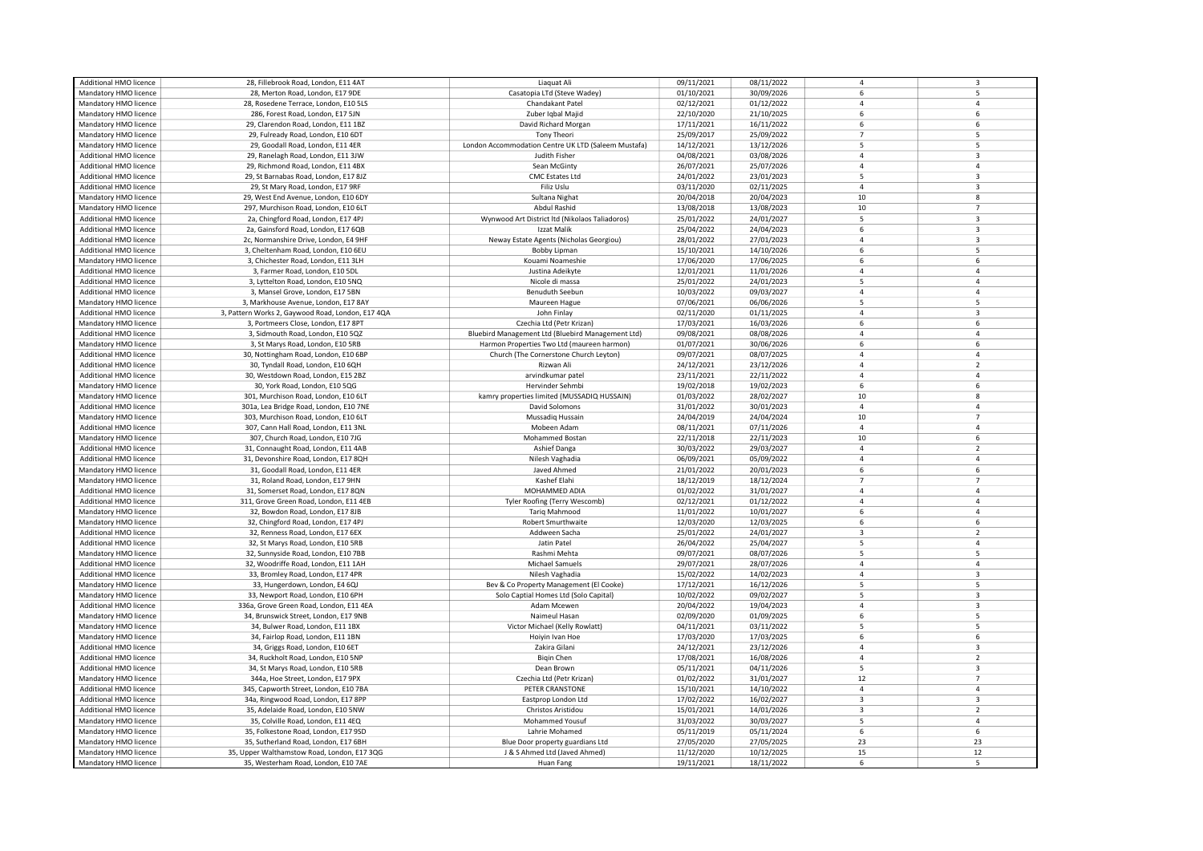| | | | | | | |
|---|---|---|---|---|---|---|
| Additional HMO licence | 28, Fillebrook Road, London, E11 4AT | Liaquat Ali | 09/11/2021 | 08/11/2022 | 4 | 3 |
| Mandatory HMO licence | 28, Merton Road, London, E17 9DE | Casatopia LTd (Steve Wadey) | 01/10/2021 | 30/09/2026 | 6 | 5 |
| Mandatory HMO licence | 28, Rosedene Terrace, London, E10 5LS | Chandakant Patel | 02/12/2021 | 01/12/2022 | 4 | 4 |
| Mandatory HMO licence | 286, Forest Road, London, E17 5JN | Zuber Iqbal Majid | 22/10/2020 | 21/10/2025 | 6 | 6 |
| Mandatory HMO licence | 29, Clarendon Road, London, E11 1BZ | David Richard Morgan | 17/11/2021 | 16/11/2022 | 6 | 6 |
| Mandatory HMO licence | 29, Fulready Road, London, E10 6DT | Tony Theori | 25/09/2017 | 25/09/2022 | 7 | 5 |
| Mandatory HMO licence | 29, Goodall Road, London, E11 4ER | London Accommodation Centre UK LTD (Saleem Mustafa) | 14/12/2021 | 13/12/2026 | 5 | 5 |
| Additional HMO licence | 29, Ranelagh Road, London, E11 3JW | Judith Fisher | 04/08/2021 | 03/08/2026 | 4 | 3 |
| Additional HMO licence | 29, Richmond Road, London, E11 4BX | Sean McGinty | 26/07/2021 | 25/07/2026 | 4 | 4 |
| Additional HMO licence | 29, St Barnabas Road, London, E17 8JZ | CMC Estates Ltd | 24/01/2022 | 23/01/2023 | 5 | 3 |
| Additional HMO licence | 29, St Mary Road, London, E17 9RF | Filiz Uslu | 03/11/2020 | 02/11/2025 | 4 | 3 |
| Mandatory HMO licence | 29, West End Avenue, London, E10 6DY | Sultana Nighat | 20/04/2018 | 20/04/2023 | 10 | 8 |
| Mandatory HMO licence | 297, Murchison Road, London, E10 6LT | Abdul Rashid | 13/08/2018 | 13/08/2023 | 10 | 7 |
| Additional HMO licence | 2a, Chingford Road, London, E17 4PJ | Wynwood Art District ltd (Nikolaos Taliadoros) | 25/01/2022 | 24/01/2027 | 5 | 3 |
| Additional HMO licence | 2a, Gainsford Road, London, E17 6QB | Izzat Malik | 25/04/2022 | 24/04/2023 | 6 | 3 |
| Additional HMO licence | 2c, Normanshire Drive, London, E4 9HF | Neway Estate Agents (Nicholas Georgiou) | 28/01/2022 | 27/01/2023 | 4 | 3 |
| Additional HMO licence | 3, Cheltenham Road, London, E10 6EU | Bobby Lipman | 15/10/2021 | 14/10/2026 | 6 | 5 |
| Mandatory HMO licence | 3, Chichester Road, London, E11 3LH | Kouami Noameshie | 17/06/2020 | 17/06/2025 | 6 | 6 |
| Additional HMO licence | 3, Farmer Road, London, E10 5DL | Justina Adeikyte | 12/01/2021 | 11/01/2026 | 4 | 4 |
| Additional HMO licence | 3, Lyttelton Road, London, E10 5NQ | Nicole di massa | 25/01/2022 | 24/01/2023 | 5 | 4 |
| Additional HMO licence | 3, Mansel Grove, London, E17 5BN | Benuduth Seebun | 10/03/2022 | 09/03/2027 | 4 | 4 |
| Mandatory HMO licence | 3, Markhouse Avenue, London, E17 8AY | Maureen Hague | 07/06/2021 | 06/06/2026 | 5 | 5 |
| Additional HMO licence | 3, Pattern Works 2, Gaywood Road, London, E17 4QA | John Finlay | 02/11/2020 | 01/11/2025 | 4 | 3 |
| Mandatory HMO licence | 3, Portmeers Close, London, E17 8PT | Czechia Ltd (Petr Krizan) | 17/03/2021 | 16/03/2026 | 6 | 6 |
| Additional HMO licence | 3, Sidmouth Road, London, E10 5QZ | Bluebird Management Ltd (Bluebird Management Ltd) | 09/08/2021 | 08/08/2026 | 4 | 4 |
| Mandatory HMO licence | 3, St Marys Road, London, E10 5RB | Harmon Properties Two Ltd (maureen harmon) | 01/07/2021 | 30/06/2026 | 6 | 6 |
| Additional HMO licence | 30, Nottingham Road, London, E10 6BP | Church (The Cornerstone Church Leyton) | 09/07/2021 | 08/07/2025 | 4 | 4 |
| Additional HMO licence | 30, Tyndall Road, London, E10 6QH | Rizwan Ali | 24/12/2021 | 23/12/2026 | 4 | 2 |
| Additional HMO licence | 30, Westdown Road, London, E15 2BZ | arvindkumar patel | 23/11/2021 | 22/11/2022 | 4 | 4 |
| Mandatory HMO licence | 30, York Road, London, E10 5QG | Hervinder Sehmbi | 19/02/2018 | 19/02/2023 | 6 | 6 |
| Mandatory HMO licence | 301, Murchison Road, London, E10 6LT | kamry properties limited (MUSSADIQ HUSSAIN) | 01/03/2022 | 28/02/2027 | 10 | 8 |
| Additional HMO licence | 301a, Lea Bridge Road, London, E10 7NE | David Solomons | 31/01/2022 | 30/01/2023 | 4 | 4 |
| Mandatory HMO licence | 303, Murchison Road, London, E10 6LT | Mussadiq Hussain | 24/04/2019 | 24/04/2024 | 10 | 7 |
| Additional HMO licence | 307, Cann Hall Road, London, E11 3NL | Mobeen Adam | 08/11/2021 | 07/11/2026 | 4 | 4 |
| Mandatory HMO licence | 307, Church Road, London, E10 7JG | Mohammed Bostan | 22/11/2018 | 22/11/2023 | 10 | 6 |
| Additional HMO licence | 31, Connaught Road, London, E11 4AB | Ashief Danga | 30/03/2022 | 29/03/2027 | 4 | 2 |
| Additional HMO licence | 31, Devonshire Road, London, E17 8QH | Nilesh Vaghadia | 06/09/2021 | 05/09/2022 | 4 | 4 |
| Mandatory HMO licence | 31, Goodall Road, London, E11 4ER | Javed Ahmed | 21/01/2022 | 20/01/2023 | 6 | 6 |
| Mandatory HMO licence | 31, Roland Road, London, E17 9HN | Kashef Elahi | 18/12/2019 | 18/12/2024 | 7 | 7 |
| Additional HMO licence | 31, Somerset Road, London, E17 8QN | MOHAMMED ADIA | 01/02/2022 | 31/01/2027 | 4 | 4 |
| Additional HMO licence | 311, Grove Green Road, London, E11 4EB | Tyler Roofing (Terry Wescomb) | 02/12/2021 | 01/12/2022 | 4 | 4 |
| Mandatory HMO licence | 32, Bowdon Road, London, E17 8JB | Tariq Mahmood | 11/01/2022 | 10/01/2027 | 6 | 4 |
| Mandatory HMO licence | 32, Chingford Road, London, E17 4PJ | Robert Smurthwaite | 12/03/2020 | 12/03/2025 | 6 | 6 |
| Additional HMO licence | 32, Renness Road, London, E17 6EX | Addween Sacha | 25/01/2022 | 24/01/2027 | 3 | 2 |
| Additional HMO licence | 32, St Marys Road, London, E10 5RB | Jatin Patel | 26/04/2022 | 25/04/2027 | 5 | 4 |
| Mandatory HMO licence | 32, Sunnyside Road, London, E10 7BB | Rashmi Mehta | 09/07/2021 | 08/07/2026 | 5 | 5 |
| Additional HMO licence | 32, Woodriffe Road, London, E11 1AH | Michael Samuels | 29/07/2021 | 28/07/2026 | 4 | 4 |
| Additional HMO licence | 33, Bromley Road, London, E17 4PR | Nilesh Vaghadia | 15/02/2022 | 14/02/2023 | 4 | 3 |
| Mandatory HMO licence | 33, Hungerdown, London, E4 6QJ | Bev & Co Property Management (El Cooke) | 17/12/2021 | 16/12/2026 | 5 | 5 |
| Mandatory HMO licence | 33, Newport Road, London, E10 6PH | Solo Captial Homes Ltd (Solo Capital) | 10/02/2022 | 09/02/2027 | 5 | 3 |
| Additional HMO licence | 336a, Grove Green Road, London, E11 4EA | Adam Mcewen | 20/04/2022 | 19/04/2023 | 4 | 3 |
| Mandatory HMO licence | 34, Brunswick Street, London, E17 9NB | Naimeul Hasan | 02/09/2020 | 01/09/2025 | 6 | 5 |
| Mandatory HMO licence | 34, Bulwer Road, London, E11 1BX | Victor Michael (Kelly Rowlatt) | 04/11/2021 | 03/11/2022 | 5 | 5 |
| Mandatory HMO licence | 34, Fairlop Road, London, E11 1BN | Hoiyin Ivan Hoe | 17/03/2020 | 17/03/2025 | 6 | 6 |
| Additional HMO licence | 34, Griggs Road, London, E10 6ET | Zakira Gilani | 24/12/2021 | 23/12/2026 | 4 | 3 |
| Additional HMO licence | 34, Ruckholt Road, London, E10 5NP | Biqin Chen | 17/08/2021 | 16/08/2026 | 4 | 2 |
| Additional HMO licence | 34, St Marys Road, London, E10 5RB | Dean Brown | 05/11/2021 | 04/11/2026 | 5 | 3 |
| Mandatory HMO licence | 344a, Hoe Street, London, E17 9PX | Czechia Ltd (Petr Krizan) | 01/02/2022 | 31/01/2027 | 12 | 7 |
| Additional HMO licence | 345, Capworth Street, London, E10 7BA | PETER CRANSTONE | 15/10/2021 | 14/10/2022 | 4 | 4 |
| Additional HMO licence | 34a, Ringwood Road, London, E17 8PP | Eastprop London Ltd | 17/02/2022 | 16/02/2027 | 3 | 3 |
| Additional HMO licence | 35, Adelaide Road, London, E10 5NW | Christos Aristidou | 15/01/2021 | 14/01/2026 | 3 | 2 |
| Mandatory HMO licence | 35, Colville Road, London, E11 4EQ | Mohammed Yousuf | 31/03/2022 | 30/03/2027 | 5 | 4 |
| Mandatory HMO licence | 35, Folkestone Road, London, E17 9SD | Lahrie Mohamed | 05/11/2019 | 05/11/2024 | 6 | 6 |
| Mandatory HMO licence | 35, Sutherland Road, London, E17 6BH | Blue Door property guardians Ltd | 27/05/2020 | 27/05/2025 | 23 | 23 |
| Mandatory HMO licence | 35, Upper Walthamstow Road, London, E17 3QG | J & S Ahmed Ltd (Javed Ahmed) | 11/12/2020 | 10/12/2025 | 15 | 12 |
| Mandatory HMO licence | 35, Westerham Road, London, E10 7AE | Huan Fang | 19/11/2021 | 18/11/2022 | 6 | 5 |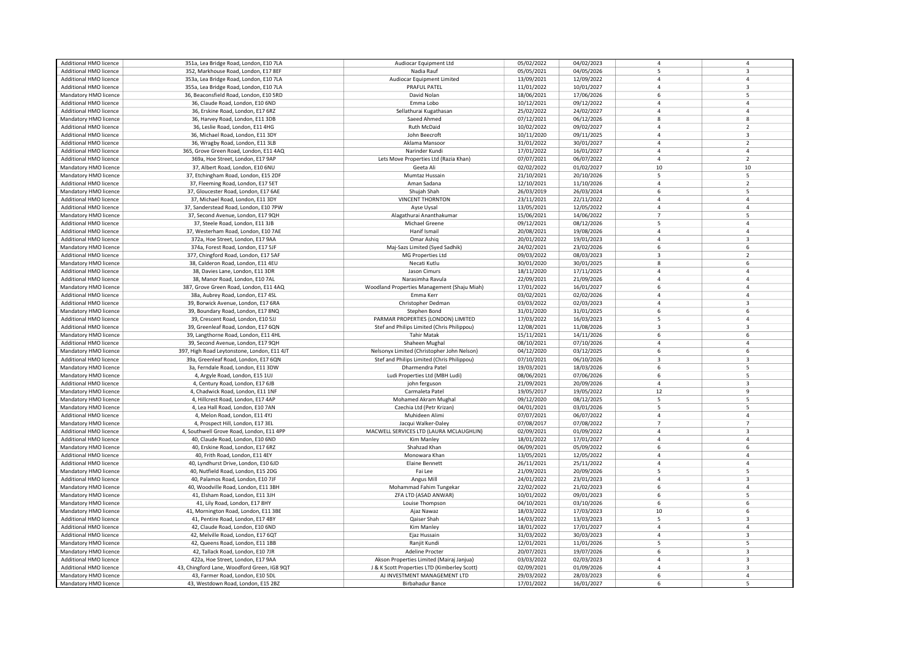| | | | | | | |
|---|---|---|---|---|---|---|
| Additional HMO licence | 351a, Lea Bridge Road, London, E10 7LA | Audiocar Equipment Ltd | 05/02/2022 | 04/02/2023 | 4 | 4 |
| Additional HMO licence | 352, Markhouse Road, London, E17 8EF | Nadia Rauf | 05/05/2021 | 04/05/2026 | 5 | 3 |
| Additional HMO licence | 353a, Lea Bridge Road, London, E10 7LA | Audiocar Equipment Limited | 13/09/2021 | 12/09/2022 | 4 | 4 |
| Additional HMO licence | 355a, Lea Bridge Road, London, E10 7LA | PRAFUL PATEL | 11/01/2022 | 10/01/2027 | 4 | 3 |
| Mandatory HMO licence | 36, Beaconsfield Road, London, E10 5RD | David Nolan | 18/06/2021 | 17/06/2026 | 6 | 5 |
| Additional HMO licence | 36, Claude Road, London, E10 6ND | Emma Lobo | 10/12/2021 | 09/12/2022 | 4 | 4 |
| Additional HMO licence | 36, Erskine Road, London, E17 6RZ | Sellathurai Kugathasan | 25/02/2022 | 24/02/2027 | 4 | 4 |
| Mandatory HMO licence | 36, Harvey Road, London, E11 3DB | Saeed Ahmed | 07/12/2021 | 06/12/2026 | 8 | 8 |
| Additional HMO licence | 36, Leslie Road, London, E11 4HG | Ruth McDaid | 10/02/2022 | 09/02/2027 | 4 | 2 |
| Additional HMO licence | 36, Michael Road, London, E11 3DY | John Beecroft | 10/11/2020 | 09/11/2025 | 4 | 3 |
| Additional HMO licence | 36, Wragby Road, London, E11 3LB | Aklama Mansoor | 31/01/2022 | 30/01/2027 | 4 | 2 |
| Additional HMO licence | 365, Grove Green Road, London, E11 4AQ | Narinder Kundi | 17/01/2022 | 16/01/2027 | 4 | 4 |
| Additional HMO licence | 369a, Hoe Street, London, E17 9AP | Lets Move Properties Ltd (Razia Khan) | 07/07/2021 | 06/07/2022 | 4 | 2 |
| Mandatory HMO licence | 37, Albert Road, London, E10 6NU | Geeta Ali | 02/02/2022 | 01/02/2027 | 10 | 10 |
| Mandatory HMO licence | 37, Etchingham Road, London, E15 2DF | Mumtaz Hussain | 21/10/2021 | 20/10/2026 | 5 | 5 |
| Additional HMO licence | 37, Fleeming Road, London, E17 5ET | Aman Sadana | 12/10/2021 | 11/10/2026 | 4 | 2 |
| Mandatory HMO licence | 37, Gloucester Road, London, E17 6AE | Shujah Shah | 26/03/2019 | 26/03/2024 | 6 | 5 |
| Additional HMO licence | 37, Michael Road, London, E11 3DY | VINCENT THORNTON | 23/11/2021 | 22/11/2022 | 4 | 4 |
| Additional HMO licence | 37, Sanderstead Road, London, E10 7PW | Ayse Uysal | 13/05/2021 | 12/05/2022 | 4 | 4 |
| Mandatory HMO licence | 37, Second Avenue, London, E17 9QH | Alagathurai Ananthakumar | 15/06/2021 | 14/06/2022 | 7 | 5 |
| Additional HMO licence | 37, Steele Road, London, E11 3JB | Michael Greene | 09/12/2021 | 08/12/2026 | 5 | 4 |
| Additional HMO licence | 37, Westerham Road, London, E10 7AE | Hanif Ismail | 20/08/2021 | 19/08/2026 | 4 | 4 |
| Additional HMO licence | 372a, Hoe Street, London, E17 9AA | Omar Ashiq | 20/01/2022 | 19/01/2023 | 4 | 3 |
| Mandatory HMO licence | 374a, Forest Road, London, E17 5JF | Maj-Sazs Limited (Syed Sadhik) | 24/02/2021 | 23/02/2026 | 6 | 6 |
| Additional HMO licence | 377, Chingford Road, London, E17 5AF | MG Properties Ltd | 09/03/2022 | 08/03/2023 | 3 | 2 |
| Mandatory HMO licence | 38, Calderon Road, London, E11 4EU | Necati Kutlu | 30/01/2020 | 30/01/2025 | 8 | 6 |
| Additional HMO licence | 38, Davies Lane, London, E11 3DR | Jason Cimurs | 18/11/2020 | 17/11/2025 | 4 | 4 |
| Additional HMO licence | 38, Manor Road, London, E10 7AL | Narasimha Ravula | 22/09/2021 | 21/09/2026 | 4 | 4 |
| Mandatory HMO licence | 387, Grove Green Road, London, E11 4AQ | Woodland Properties Management (Shaju Miah) | 17/01/2022 | 16/01/2027 | 6 | 4 |
| Additional HMO licence | 38a, Aubrey Road, London, E17 4SL | Emma Kerr | 03/02/2021 | 02/02/2026 | 4 | 4 |
| Additional HMO licence | 39, Borwick Avenue, London, E17 6RA | Christopher Dedman | 03/03/2022 | 02/03/2023 | 4 | 3 |
| Mandatory HMO licence | 39, Boundary Road, London, E17 8NQ | Stephen Bond | 31/01/2020 | 31/01/2025 | 6 | 6 |
| Additional HMO licence | 39, Crescent Road, London, E10 5JJ | PARMAR PROPERTIES (LONDON) LIMITED | 17/03/2022 | 16/03/2023 | 5 | 4 |
| Additional HMO licence | 39, Greenleaf Road, London, E17 6QN | Stef and Philips Limited (Chris Philippou) | 12/08/2021 | 11/08/2026 | 3 | 3 |
| Mandatory HMO licence | 39, Langthorne Road, London, E11 4HL | Tahir Matak | 15/11/2021 | 14/11/2026 | 6 | 6 |
| Additional HMO licence | 39, Second Avenue, London, E17 9QH | Shaheen Mughal | 08/10/2021 | 07/10/2026 | 4 | 4 |
| Mandatory HMO licence | 397, High Road Leytonstone, London, E11 4JT | Nelsonyx Limited (Christopher John Nelson) | 04/12/2020 | 03/12/2025 | 6 | 6 |
| Additional HMO licence | 39a, Greenleaf Road, London, E17 6QN | Stef and Philips Limited (Chris Philippou) | 07/10/2021 | 06/10/2026 | 3 | 3 |
| Mandatory HMO licence | 3a, Ferndale Road, London, E11 3DW | Dharmendra Patel | 19/03/2021 | 18/03/2026 | 6 | 5 |
| Mandatory HMO licence | 4, Argyle Road, London, E15 1UJ | Ludi Properties Ltd (MBH Ludi) | 08/06/2021 | 07/06/2026 | 6 | 5 |
| Additional HMO licence | 4, Century Road, London, E17 6JB | john ferguson | 21/09/2021 | 20/09/2026 | 4 | 3 |
| Mandatory HMO licence | 4, Chadwick Road, London, E11 1NF | Carmaleta Patel | 19/05/2017 | 19/05/2022 | 12 | 9 |
| Mandatory HMO licence | 4, Hillcrest Road, London, E17 4AP | Mohamed Akram Mughal | 09/12/2020 | 08/12/2025 | 5 | 5 |
| Mandatory HMO licence | 4, Lea Hall Road, London, E10 7AN | Czechia Ltd (Petr Krizan) | 04/01/2021 | 03/01/2026 | 5 | 5 |
| Additional HMO licence | 4, Melon Road, London, E11 4YJ | Muhideen Alimi | 07/07/2021 | 06/07/2022 | 4 | 4 |
| Mandatory HMO licence | 4, Prospect Hill, London, E17 3EL | Jacqui Walker-Daley | 07/08/2017 | 07/08/2022 | 7 | 7 |
| Additional HMO licence | 4, Southwell Grove Road, London, E11 4PP | MACWELL SERVICES LTD (LAURA MCLAUGHLIN) | 02/09/2021 | 01/09/2022 | 4 | 3 |
| Additional HMO licence | 40, Claude Road, London, E10 6ND | Kim Manley | 18/01/2022 | 17/01/2027 | 4 | 4 |
| Mandatory HMO licence | 40, Erskine Road, London, E17 6RZ | Shahzad Khan | 06/09/2021 | 05/09/2022 | 6 | 6 |
| Additional HMO licence | 40, Frith Road, London, E11 4EY | Monowara Khan | 13/05/2021 | 12/05/2022 | 4 | 4 |
| Additional HMO licence | 40, Lyndhurst Drive, London, E10 6JD | Elaine Bennett | 26/11/2021 | 25/11/2022 | 4 | 4 |
| Mandatory HMO licence | 40, Nutfield Road, London, E15 2DG | Fai Lee | 21/09/2021 | 20/09/2026 | 5 | 5 |
| Additional HMO licence | 40, Palamos Road, London, E10 7JF | Angus Mill | 24/01/2022 | 23/01/2023 | 4 | 3 |
| Mandatory HMO licence | 40, Woodville Road, London, E11 3BH | Mohammad Fahim Tungekar | 22/02/2022 | 21/02/2023 | 6 | 4 |
| Mandatory HMO licence | 41, Elsham Road, London, E11 3JH | ZFA LTD (ASAD ANWAR) | 10/01/2022 | 09/01/2023 | 6 | 5 |
| Mandatory HMO licence | 41, Lily Road, London, E17 8HY | Louise Thompson | 04/10/2021 | 03/10/2026 | 6 | 6 |
| Mandatory HMO licence | 41, Mornington Road, London, E11 3BE | Ajaz Nawaz | 18/03/2022 | 17/03/2023 | 10 | 6 |
| Additional HMO licence | 41, Pentire Road, London, E17 4BY | Qaiser Shah | 14/03/2022 | 13/03/2023 | 5 | 3 |
| Additional HMO licence | 42, Claude Road, London, E10 6ND | Kim Manley | 18/01/2022 | 17/01/2027 | 4 | 4 |
| Additional HMO licence | 42, Melville Road, London, E17 6QT | Ejaz Hussain | 31/03/2022 | 30/03/2023 | 4 | 3 |
| Mandatory HMO licence | 42, Queens Road, London, E11 1BB | Ranjit Kundi | 12/01/2021 | 11/01/2026 | 5 | 5 |
| Mandatory HMO licence | 42, Tallack Road, London, E10 7JR | Adeline Procter | 20/07/2021 | 19/07/2026 | 6 | 3 |
| Additional HMO licence | 422a, Hoe Street, London, E17 9AA | Akson Properties Limited (Mairaj Janjua) | 03/03/2022 | 02/03/2023 | 4 | 3 |
| Additional HMO licence | 43, Chingford Lane, Woodford Green, IG8 9QT | J & K Scott Properties LTD (Kimberley Scott) | 02/09/2021 | 01/09/2026 | 4 | 3 |
| Mandatory HMO licence | 43, Farmer Road, London, E10 5DL | AJ INVESTMENT MANAGEMENT LTD | 29/03/2022 | 28/03/2023 | 6 | 4 |
| Mandatory HMO licence | 43, Westdown Road, London, E15 2BZ | Birbahadur Bance | 17/01/2022 | 16/01/2027 | 6 | 5 |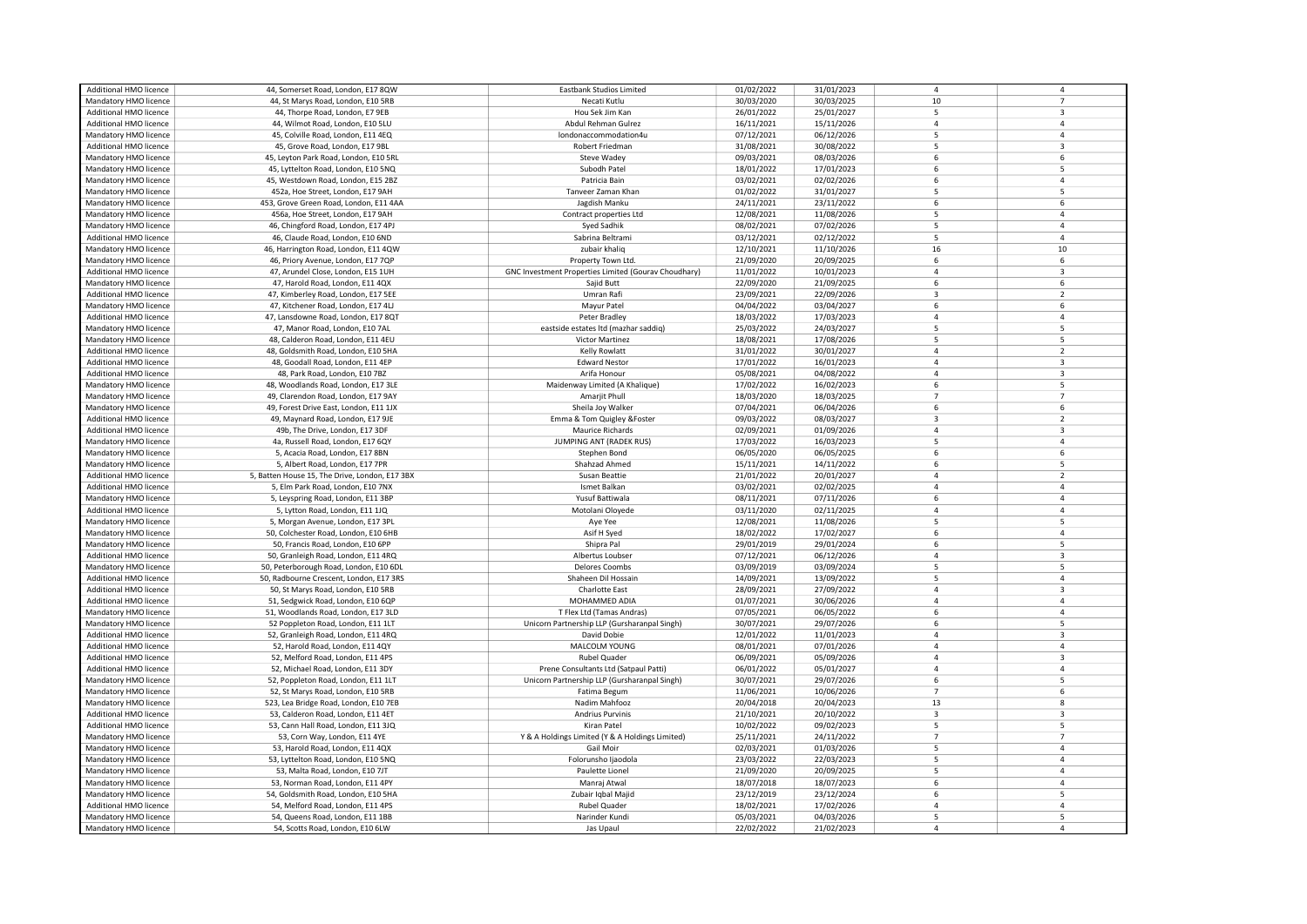| | | | | | | |
|---|---|---|---|---|---|---|
| Additional HMO licence | 44, Somerset Road, London, E17 8QW | Eastbank Studios Limited | 01/02/2022 | 31/01/2023 | 4 | 4 |
| Mandatory HMO licence | 44, St Marys Road, London, E10 5RB | Necati Kutlu | 30/03/2020 | 30/03/2025 | 10 | 7 |
| Additional HMO licence | 44, Thorpe Road, London, E7 9EB | Hou Sek Jim Kan | 26/01/2022 | 25/01/2027 | 5 | 3 |
| Additional HMO licence | 44, Wilmot Road, London, E10 5LU | Abdul Rehman Gulrez | 16/11/2021 | 15/11/2026 | 4 | 4 |
| Mandatory HMO licence | 45, Colville Road, London, E11 4EQ | londonaccommodation4u | 07/12/2021 | 06/12/2026 | 5 | 4 |
| Additional HMO licence | 45, Grove Road, London, E17 9BL | Robert Friedman | 31/08/2021 | 30/08/2022 | 5 | 3 |
| Mandatory HMO licence | 45, Leyton Park Road, London, E10 5RL | Steve Wadey | 09/03/2021 | 08/03/2026 | 6 | 6 |
| Mandatory HMO licence | 45, Lyttelton Road, London, E10 5NQ | Subodh Patel | 18/01/2022 | 17/01/2023 | 6 | 5 |
| Mandatory HMO licence | 45, Westdown Road, London, E15 2BZ | Patricia Bain | 03/02/2021 | 02/02/2026 | 6 | 4 |
| Mandatory HMO licence | 452a, Hoe Street, London, E17 9AH | Tanveer Zaman Khan | 01/02/2022 | 31/01/2027 | 5 | 5 |
| Mandatory HMO licence | 453, Grove Green Road, London, E11 4AA | Jagdish Manku | 24/11/2021 | 23/11/2022 | 6 | 6 |
| Mandatory HMO licence | 456a, Hoe Street, London, E17 9AH | Contract properties Ltd | 12/08/2021 | 11/08/2026 | 5 | 4 |
| Mandatory HMO licence | 46, Chingford Road, London, E17 4PJ | Syed Sadhik | 08/02/2021 | 07/02/2026 | 5 | 4 |
| Additional HMO licence | 46, Claude Road, London, E10 6ND | Sabrina Beltrami | 03/12/2021 | 02/12/2022 | 5 | 4 |
| Mandatory HMO licence | 46, Harrington Road, London, E11 4QW | zubair khaliq | 12/10/2021 | 11/10/2026 | 16 | 10 |
| Mandatory HMO licence | 46, Priory Avenue, London, E17 7QP | Property Town Ltd. | 21/09/2020 | 20/09/2025 | 6 | 6 |
| Additional HMO licence | 47, Arundel Close, London, E15 1UH | GNC Investment Properties Limited (Gourav Choudhary) | 11/01/2022 | 10/01/2023 | 4 | 3 |
| Mandatory HMO licence | 47, Harold Road, London, E11 4QX | Sajid Butt | 22/09/2020 | 21/09/2025 | 6 | 6 |
| Additional HMO licence | 47, Kimberley Road, London, E17 5EE | Umran Rafi | 23/09/2021 | 22/09/2026 | 3 | 2 |
| Mandatory HMO licence | 47, Kitchener Road, London, E17 4LJ | Mayur Patel | 04/04/2022 | 03/04/2027 | 6 | 6 |
| Additional HMO licence | 47, Lansdowne Road, London, E17 8QT | Peter Bradley | 18/03/2022 | 17/03/2023 | 4 | 4 |
| Mandatory HMO licence | 47, Manor Road, London, E10 7AL | eastside estates ltd (mazhar saddiq) | 25/03/2022 | 24/03/2027 | 5 | 5 |
| Mandatory HMO licence | 48, Calderon Road, London, E11 4EU | Victor Martinez | 18/08/2021 | 17/08/2026 | 5 | 5 |
| Additional HMO licence | 48, Goldsmith Road, London, E10 5HA | Kelly Rowlatt | 31/01/2022 | 30/01/2027 | 4 | 2 |
| Additional HMO licence | 48, Goodall Road, London, E11 4EP | Edward Nestor | 17/01/2022 | 16/01/2023 | 4 | 3 |
| Additional HMO licence | 48, Park Road, London, E10 7BZ | Arifa Honour | 05/08/2021 | 04/08/2022 | 4 | 3 |
| Mandatory HMO licence | 48, Woodlands Road, London, E17 3LE | Maidenway Limited (A Khalique) | 17/02/2022 | 16/02/2023 | 6 | 5 |
| Mandatory HMO licence | 49, Clarendon Road, London, E17 9AY | Amarjit Phull | 18/03/2020 | 18/03/2025 | 7 | 7 |
| Mandatory HMO licence | 49, Forest Drive East, London, E11 1JX | Sheila Joy Walker | 07/04/2021 | 06/04/2026 | 6 | 6 |
| Additional HMO licence | 49, Maynard Road, London, E17 9JE | Emma & Tom Quigley &Foster | 09/03/2022 | 08/03/2027 | 3 | 2 |
| Additional HMO licence | 49b, The Drive, London, E17 3DF | Maurice Richards | 02/09/2021 | 01/09/2026 | 4 | 3 |
| Mandatory HMO licence | 4a, Russell Road, London, E17 6QY | JUMPING ANT (RADEK RUS) | 17/03/2022 | 16/03/2023 | 5 | 4 |
| Mandatory HMO licence | 5, Acacia Road, London, E17 8BN | Stephen Bond | 06/05/2020 | 06/05/2025 | 6 | 6 |
| Mandatory HMO licence | 5, Albert Road, London, E17 7PR | Shahzad Ahmed | 15/11/2021 | 14/11/2022 | 6 | 5 |
| Additional HMO licence | 5, Batten House 15, The Drive, London, E17 3BX | Susan Beattie | 21/01/2022 | 20/01/2027 | 4 | 2 |
| Additional HMO licence | 5, Elm Park Road, London, E10 7NX | Ismet Balkan | 03/02/2021 | 02/02/2025 | 4 | 4 |
| Mandatory HMO licence | 5, Leyspring Road, London, E11 3BP | Yusuf Battiwala | 08/11/2021 | 07/11/2026 | 6 | 4 |
| Additional HMO licence | 5, Lytton Road, London, E11 1JQ | Motolani Oloyede | 03/11/2020 | 02/11/2025 | 4 | 4 |
| Mandatory HMO licence | 5, Morgan Avenue, London, E17 3PL | Aye Yee | 12/08/2021 | 11/08/2026 | 5 | 5 |
| Mandatory HMO licence | 50, Colchester Road, London, E10 6HB | Asif H Syed | 18/02/2022 | 17/02/2027 | 6 | 4 |
| Mandatory HMO licence | 50, Francis Road, London, E10 6PP | Shipra Pal | 29/01/2019 | 29/01/2024 | 6 | 5 |
| Additional HMO licence | 50, Granleigh Road, London, E11 4RQ | Albertus Loubser | 07/12/2021 | 06/12/2026 | 4 | 3 |
| Mandatory HMO licence | 50, Peterborough Road, London, E10 6DL | Delores Coombs | 03/09/2019 | 03/09/2024 | 5 | 5 |
| Additional HMO licence | 50, Radbourne Crescent, London, E17 3RS | Shaheen Dil Hossain | 14/09/2021 | 13/09/2022 | 5 | 4 |
| Additional HMO licence | 50, St Marys Road, London, E10 5RB | Charlotte East | 28/09/2021 | 27/09/2022 | 4 | 3 |
| Additional HMO licence | 51, Sedgwick Road, London, E10 6QP | MOHAMMED ADIA | 01/07/2021 | 30/06/2026 | 4 | 4 |
| Mandatory HMO licence | 51, Woodlands Road, London, E17 3LD | T Flex Ltd (Tamas Andras) | 07/05/2021 | 06/05/2022 | 6 | 4 |
| Mandatory HMO licence | 52 Poppleton Road, London, E11 1LT | Unicorn Partnership LLP (Gursharanpal Singh) | 30/07/2021 | 29/07/2026 | 6 | 5 |
| Additional HMO licence | 52, Granleigh Road, London, E11 4RQ | David Dobie | 12/01/2022 | 11/01/2023 | 4 | 3 |
| Additional HMO licence | 52, Harold Road, London, E11 4QY | MALCOLM YOUNG | 08/01/2021 | 07/01/2026 | 4 | 4 |
| Additional HMO licence | 52, Melford Road, London, E11 4PS | Rubel Quader | 06/09/2021 | 05/09/2026 | 4 | 3 |
| Additional HMO licence | 52, Michael Road, London, E11 3DY | Prene Consultants Ltd (Satpaul Patti) | 06/01/2022 | 05/01/2027 | 4 | 4 |
| Mandatory HMO licence | 52, Poppleton Road, London, E11 1LT | Unicorn Partnership LLP (Gursharanpal Singh) | 30/07/2021 | 29/07/2026 | 6 | 5 |
| Mandatory HMO licence | 52, St Marys Road, London, E10 5RB | Fatima Begum | 11/06/2021 | 10/06/2026 | 7 | 6 |
| Mandatory HMO licence | 523, Lea Bridge Road, London, E10 7EB | Nadim Mahfooz | 20/04/2018 | 20/04/2023 | 13 | 8 |
| Additional HMO licence | 53, Calderon Road, London, E11 4ET | Andrius Purvinis | 21/10/2021 | 20/10/2022 | 3 | 3 |
| Additional HMO licence | 53, Cann Hall Road, London, E11 3JQ | Kiran Patel | 10/02/2022 | 09/02/2023 | 5 | 5 |
| Mandatory HMO licence | 53, Corn Way, London, E11 4YE | Y & A Holdings Limited (Y & A Holdings Limited) | 25/11/2021 | 24/11/2022 | 7 | 7 |
| Mandatory HMO licence | 53, Harold Road, London, E11 4QX | Gail Moir | 02/03/2021 | 01/03/2026 | 5 | 4 |
| Mandatory HMO licence | 53, Lyttelton Road, London, E10 5NQ | Folorunsho Ijaodola | 23/03/2022 | 22/03/2023 | 5 | 4 |
| Mandatory HMO licence | 53, Malta Road, London, E10 7JT | Paulette Lionel | 21/09/2020 | 20/09/2025 | 5 | 4 |
| Mandatory HMO licence | 53, Norman Road, London, E11 4PY | Manraj Atwal | 18/07/2018 | 18/07/2023 | 6 | 4 |
| Mandatory HMO licence | 54, Goldsmith Road, London, E10 5HA | Zubair Iqbal Majid | 23/12/2019 | 23/12/2024 | 6 | 5 |
| Additional HMO licence | 54, Melford Road, London, E11 4PS | Rubel Quader | 18/02/2021 | 17/02/2026 | 4 | 4 |
| Mandatory HMO licence | 54, Queens Road, London, E11 1BB | Narinder Kundi | 05/03/2021 | 04/03/2026 | 5 | 5 |
| Mandatory HMO licence | 54, Scotts Road, London, E10 6LW | Jas Upaul | 22/02/2022 | 21/02/2023 | 4 | 4 |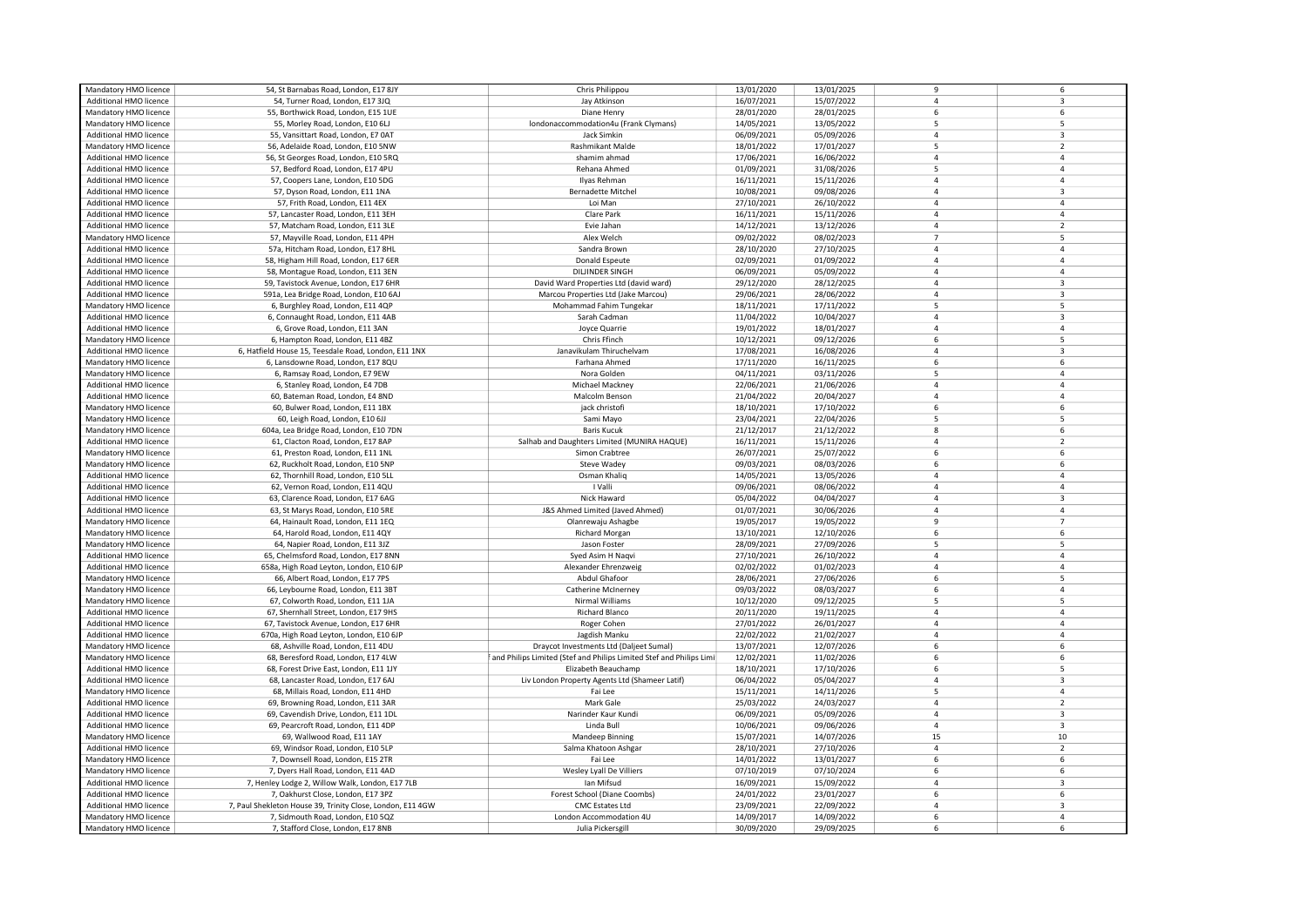| | | | | | | |
|---|---|---|---|---|---|---|
| Mandatory HMO licence | 54, St Barnabas Road, London, E17 8JY | Chris Philippou | 13/01/2020 | 13/01/2025 | 9 | 6 |
| Additional HMO licence | 54, Turner Road, London, E17 3JQ | Jay Atkinson | 16/07/2021 | 15/07/2022 | 4 | 3 |
| Mandatory HMO licence | 55, Borthwick Road, London, E15 1UE | Diane Henry | 28/01/2020 | 28/01/2025 | 6 | 6 |
| Mandatory HMO licence | 55, Morley Road, London, E10 6LJ | londonaccommodation4u (Frank Clymans) | 14/05/2021 | 13/05/2022 | 5 | 5 |
| Additional HMO licence | 55, Vansittart Road, London, E7 0AT | Jack Simkin | 06/09/2021 | 05/09/2026 | 4 | 3 |
| Mandatory HMO licence | 56, Adelaide Road, London, E10 5NW | Rashmikant Malde | 18/01/2022 | 17/01/2027 | 5 | 2 |
| Additional HMO licence | 56, St Georges Road, London, E10 5RQ | shamim ahmad | 17/06/2021 | 16/06/2022 | 4 | 4 |
| Additional HMO licence | 57, Bedford Road, London, E17 4PU | Rehana Ahmed | 01/09/2021 | 31/08/2026 | 5 | 4 |
| Additional HMO licence | 57, Coopers Lane, London, E10 5DG | Ilyas Rehman | 16/11/2021 | 15/11/2026 | 4 | 4 |
| Additional HMO licence | 57, Dyson Road, London, E11 1NA | Bernadette Mitchel | 10/08/2021 | 09/08/2026 | 4 | 3 |
| Additional HMO licence | 57, Frith Road, London, E11 4EX | Loi Man | 27/10/2021 | 26/10/2022 | 4 | 4 |
| Additional HMO licence | 57, Lancaster Road, London, E11 3EH | Clare Park | 16/11/2021 | 15/11/2026 | 4 | 4 |
| Additional HMO licence | 57, Matcham Road, London, E11 3LE | Evie Jahan | 14/12/2021 | 13/12/2026 | 4 | 2 |
| Mandatory HMO licence | 57, Mayville Road, London, E11 4PH | Alex Welch | 09/02/2022 | 08/02/2023 | 7 | 5 |
| Additional HMO licence | 57a, Hitcham Road, London, E17 8HL | Sandra Brown | 28/10/2020 | 27/10/2025 | 4 | 4 |
| Additional HMO licence | 58, Higham Hill Road, London, E17 6ER | Donald Espeute | 02/09/2021 | 01/09/2022 | 4 | 4 |
| Additional HMO licence | 58, Montague Road, London, E11 3EN | DILJINDER SINGH | 06/09/2021 | 05/09/2022 | 4 | 4 |
| Additional HMO licence | 59, Tavistock Avenue, London, E17 6HR | David Ward Properties Ltd (david ward) | 29/12/2020 | 28/12/2025 | 4 | 3 |
| Additional HMO licence | 591a, Lea Bridge Road, London, E10 6AJ | Marcou Properties Ltd (Jake Marcou) | 29/06/2021 | 28/06/2022 | 4 | 3 |
| Mandatory HMO licence | 6, Burghley Road, London, E11 4QP | Mohammad Fahim Tungekar | 18/11/2021 | 17/11/2022 | 5 | 5 |
| Additional HMO licence | 6, Connaught Road, London, E11 4AB | Sarah Cadman | 11/04/2022 | 10/04/2027 | 4 | 3 |
| Additional HMO licence | 6, Grove Road, London, E11 3AN | Joyce Quarrie | 19/01/2022 | 18/01/2027 | 4 | 4 |
| Mandatory HMO licence | 6, Hampton Road, London, E11 4BZ | Chris Ffinch | 10/12/2021 | 09/12/2026 | 6 | 5 |
| Additional HMO licence | 6, Hatfield House 15, Teesdale Road, London, E11 1NX | Janavikulam Thiruchelvam | 17/08/2021 | 16/08/2026 | 4 | 3 |
| Mandatory HMO licence | 6, Lansdowne Road, London, E17 8QU | Farhana Ahmed | 17/11/2020 | 16/11/2025 | 6 | 6 |
| Mandatory HMO licence | 6, Ramsay Road, London, E7 9EW | Nora Golden | 04/11/2021 | 03/11/2026 | 5 | 4 |
| Additional HMO licence | 6, Stanley Road, London, E4 7DB | Michael Mackney | 22/06/2021 | 21/06/2026 | 4 | 4 |
| Additional HMO licence | 60, Bateman Road, London, E4 8ND | Malcolm Benson | 21/04/2022 | 20/04/2027 | 4 | 4 |
| Mandatory HMO licence | 60, Bulwer Road, London, E11 1BX | jack christofi | 18/10/2021 | 17/10/2022 | 6 | 6 |
| Mandatory HMO licence | 60, Leigh Road, London, E10 6JJ | Sami Mayo | 23/04/2021 | 22/04/2026 | 5 | 5 |
| Mandatory HMO licence | 604a, Lea Bridge Road, London, E10 7DN | Baris Kucuk | 21/12/2017 | 21/12/2022 | 8 | 6 |
| Additional HMO licence | 61, Clacton Road, London, E17 8AP | Salhab and Daughters Limited (MUNIRA HAQUE) | 16/11/2021 | 15/11/2026 | 4 | 2 |
| Mandatory HMO licence | 61, Preston Road, London, E11 1NL | Simon Crabtree | 26/07/2021 | 25/07/2022 | 6 | 6 |
| Mandatory HMO licence | 62, Ruckholt Road, London, E10 5NP | Steve Wadey | 09/03/2021 | 08/03/2026 | 6 | 6 |
| Additional HMO licence | 62, Thornhill Road, London, E10 5LL | Osman Khaliq | 14/05/2021 | 13/05/2026 | 4 | 4 |
| Additional HMO licence | 62, Vernon Road, London, E11 4QU | I Valli | 09/06/2021 | 08/06/2022 | 4 | 4 |
| Additional HMO licence | 63, Clarence Road, London, E17 6AG | Nick Haward | 05/04/2022 | 04/04/2027 | 4 | 3 |
| Additional HMO licence | 63, St Marys Road, London, E10 5RE | J&S Ahmed Limited (Javed Ahmed) | 01/07/2021 | 30/06/2026 | 4 | 4 |
| Mandatory HMO licence | 64, Hainault Road, London, E11 1EQ | Olanrewaju Ashagbe | 19/05/2017 | 19/05/2022 | 9 | 7 |
| Mandatory HMO licence | 64, Harold Road, London, E11 4QY | Richard Morgan | 13/10/2021 | 12/10/2026 | 6 | 6 |
| Mandatory HMO licence | 64, Napier Road, London, E11 3JZ | Jason Foster | 28/09/2021 | 27/09/2026 | 5 | 5 |
| Additional HMO licence | 65, Chelmsford Road, London, E17 8NN | Syed Asim H Naqvi | 27/10/2021 | 26/10/2022 | 4 | 4 |
| Additional HMO licence | 658a, High Road Leyton, London, E10 6JP | Alexander Ehrenzweig | 02/02/2022 | 01/02/2023 | 4 | 4 |
| Mandatory HMO licence | 66, Albert Road, London, E17 7PS | Abdul Ghafoor | 28/06/2021 | 27/06/2026 | 6 | 5 |
| Mandatory HMO licence | 66, Leybourne Road, London, E11 3BT | Catherine McInerney | 09/03/2022 | 08/03/2027 | 6 | 4 |
| Mandatory HMO licence | 67, Colworth Road, London, E11 1JA | Nirmal Williams | 10/12/2020 | 09/12/2025 | 5 | 5 |
| Additional HMO licence | 67, Shernhall Street, London, E17 9HS | Richard Blanco | 20/11/2020 | 19/11/2025 | 4 | 4 |
| Additional HMO licence | 67, Tavistock Avenue, London, E17 6HR | Roger Cohen | 27/01/2022 | 26/01/2027 | 4 | 4 |
| Additional HMO licence | 670a, High Road Leyton, London, E10 6JP | Jagdish Manku | 22/02/2022 | 21/02/2027 | 4 | 4 |
| Mandatory HMO licence | 68, Ashville Road, London, E11 4DU | Draycot Investments Ltd (Daljeet Sumal) | 13/07/2021 | 12/07/2026 | 6 | 6 |
| Mandatory HMO licence | 68, Beresford Road, London, E17 4LW | and Philips Limited (Stef and Philips Limited Stef and Philips Limi | 12/02/2021 | 11/02/2026 | 6 | 6 |
| Additional HMO licence | 68, Forest Drive East, London, E11 1JY | Elizabeth Beauchamp | 18/10/2021 | 17/10/2026 | 6 | 5 |
| Additional HMO licence | 68, Lancaster Road, London, E17 6AJ | Liv London Property Agents Ltd (Shameer Latif) | 06/04/2022 | 05/04/2027 | 4 | 3 |
| Mandatory HMO licence | 68, Millais Road, London, E11 4HD | Fai Lee | 15/11/2021 | 14/11/2026 | 5 | 4 |
| Additional HMO licence | 69, Browning Road, London, E11 3AR | Mark Gale | 25/03/2022 | 24/03/2027 | 4 | 2 |
| Additional HMO licence | 69, Cavendish Drive, London, E11 1DL | Narinder Kaur Kundi | 06/09/2021 | 05/09/2026 | 4 | 3 |
| Additional HMO licence | 69, Pearcroft Road, London, E11 4DP | Linda Bull | 10/06/2021 | 09/06/2026 | 4 | 3 |
| Mandatory HMO licence | 69, Wallwood Road, E11 1AY | Mandeep Binning | 15/07/2021 | 14/07/2026 | 15 | 10 |
| Additional HMO licence | 69, Windsor Road, London, E10 5LP | Salma Khatoon Ashgar | 28/10/2021 | 27/10/2026 | 4 | 2 |
| Mandatory HMO licence | 7, Downsell Road, London, E15 2TR | Fai Lee | 14/01/2022 | 13/01/2027 | 6 | 6 |
| Mandatory HMO licence | 7, Dyers Hall Road, London, E11 4AD | Wesley Lyall De Villiers | 07/10/2019 | 07/10/2024 | 6 | 6 |
| Additional HMO licence | 7, Henley Lodge 2, Willow Walk, London, E17 7LB | Ian Mifsud | 16/09/2021 | 15/09/2022 | 4 | 3 |
| Additional HMO licence | 7, Oakhurst Close, London, E17 3PZ | Forest School (Diane Coombs) | 24/01/2022 | 23/01/2027 | 6 | 6 |
| Additional HMO licence | 7, Paul Shekleton House 39, Trinity Close, London, E11 4GW | CMC Estates Ltd | 23/09/2021 | 22/09/2022 | 4 | 3 |
| Mandatory HMO licence | 7, Sidmouth Road, London, E10 5QZ | London Accommodation 4U | 14/09/2017 | 14/09/2022 | 6 | 4 |
| Mandatory HMO licence | 7, Stafford Close, London, E17 8NB | Julia Pickersgill | 30/09/2020 | 29/09/2025 | 6 | 6 |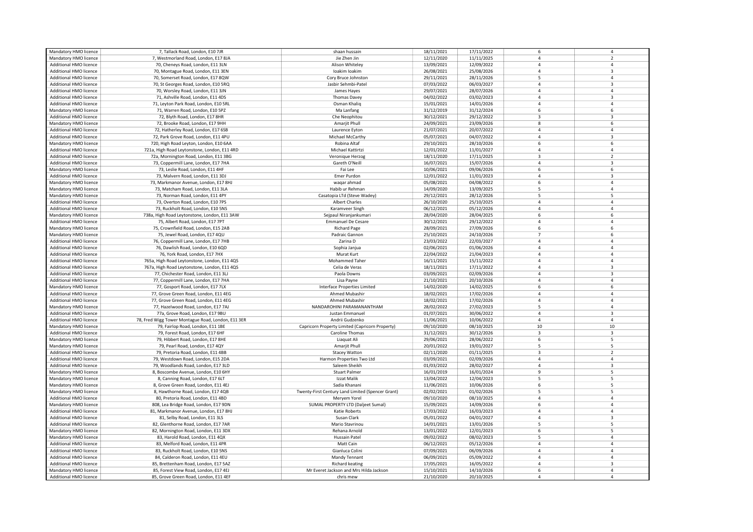| | | | | | | |
|---|---|---|---|---|---|---|
| Mandatory HMO licence | 7, Tallack Road, London, E10 7JR | shaan hussain | 18/11/2021 | 17/11/2022 | 6 | 4 |
| Mandatory HMO licence | 7, Westmorland Road, London, E17 8JA | Jie Zhen Jin | 12/11/2020 | 11/11/2025 | 4 | 2 |
| Additional HMO licence | 70, Cheneys Road, London, E11 3LN | Alison Whiteley | 13/09/2021 | 12/09/2022 | 4 | 4 |
| Additional HMO licence | 70, Montague Road, London, E11 3EN | Ioakim Ioakim | 26/08/2021 | 25/08/2026 | 4 | 3 |
| Additional HMO licence | 70, Somerset Road, London, E17 8QW | Cory Bruce Johnston | 29/11/2021 | 28/11/2026 | 5 | 4 |
| Additional HMO licence | 70, St Georges Road, London, E10 5RQ | Jasbir Sehmbi-Patel | 07/03/2022 | 06/03/2027 | 4 | 3 |
| Additional HMO licence | 70, Worsley Road, London, E11 3JN | James Hayes | 29/07/2021 | 28/07/2026 | 4 | 4 |
| Additional HMO licence | 71, Ashville Road, London, E11 4DS | Thomas Davey | 04/02/2022 | 03/02/2023 | 4 | 3 |
| Additional HMO licence | 71, Leyton Park Road, London, E10 5RL | Osman Khaliq | 15/01/2021 | 14/01/2026 | 4 | 4 |
| Mandatory HMO licence | 71, Warren Road, London, E10 5PZ | Ma Lanfang | 31/12/2019 | 31/12/2024 | 6 | 6 |
| Additional HMO licence | 72, Blyth Road, London, E17 8HR | Che Neophitou | 30/12/2021 | 29/12/2022 | 3 | 3 |
| Mandatory HMO licence | 72, Brooke Road, London, E17 9HH | Amarjit Phull | 24/09/2021 | 23/09/2026 | 8 | 6 |
| Additional HMO licence | 72, Hatherley Road, London, E17 6SB | Laurence Eyton | 21/07/2021 | 20/07/2022 | 4 | 4 |
| Additional HMO licence | 72, Park Grove Road, London, E11 4PU | Michael McCarthy | 05/07/2021 | 04/07/2022 | 4 | 3 |
| Mandatory HMO licence | 720, High Road Leyton, London, E10 6AA | Robina Altaf | 29/10/2021 | 28/10/2026 | 6 | 6 |
| Additional HMO licence | 721a, High Road Leytonstone, London, E11 4RD | Michael Kattirtzi | 12/01/2022 | 11/01/2027 | 4 | 4 |
| Additional HMO licence | 72a, Mornington Road, London, E11 3BG | Veronique Herzog | 18/11/2020 | 17/11/2025 | 3 | 2 |
| Additional HMO licence | 73, Coppermill Lane, London, E17 7HA | Gareth O'Neill | 16/07/2021 | 15/07/2026 | 4 | 3 |
| Mandatory HMO licence | 73, Leslie Road, London, E11 4HF | Fai Lee | 10/06/2021 | 09/06/2026 | 6 | 6 |
| Additional HMO licence | 73, Malvern Road, London, E11 3DJ | Emer Purdon | 12/01/2022 | 11/01/2023 | 4 | 3 |
| Mandatory HMO licence | 73, Markmanor Avenue, London, E17 8HJ | waqar ahmad | 05/08/2021 | 04/08/2022 | 6 | 4 |
| Mandatory HMO licence | 73, Matcham Road, London, E11 3LA | Habib ur Rehman | 14/09/2020 | 13/09/2025 | 5 | 4 |
| Mandatory HMO licence | 73, Norman Road, London, E11 4PY | Casatopia LTd (Steve Wadey) | 29/12/2021 | 28/12/2026 | 5 | 5 |
| Additional HMO licence | 73, Overton Road, London, E10 7PS | Albert Charles | 26/10/2020 | 25/10/2025 | 4 | 4 |
| Additional HMO licence | 73, Ruckholt Road, London, E10 5NS | Karamveer Singh | 06/12/2021 | 05/12/2026 | 4 | 4 |
| Mandatory HMO licence | 738a, High Road Leytonstone, London, E11 3AW | Sejpaul Niranjankumari | 28/04/2020 | 28/04/2025 | 6 | 6 |
| Additional HMO licence | 75, Albert Road, London, E17 7PT | Emmanuel De Cesare | 30/12/2021 | 29/12/2022 | 4 | 4 |
| Mandatory HMO licence | 75, Crownfield Road, London, E15 2AB | Richard Page | 28/09/2021 | 27/09/2026 | 6 | 6 |
| Mandatory HMO licence | 75, Jewel Road, London, E17 4QU | Padraic Gannon | 25/10/2021 | 24/10/2026 | 7 | 6 |
| Additional HMO licence | 76, Coppermill Lane, London, E17 7HB | Zarina D | 23/03/2022 | 22/03/2027 | 4 | 4 |
| Additional HMO licence | 76, Dawlish Road, London, E10 6QD | Sophia Janjua | 02/06/2021 | 01/06/2026 | 4 | 4 |
| Additional HMO licence | 76, York Road, London, E17 7HX | Murat Kurt | 22/04/2022 | 21/04/2023 | 4 | 4 |
| Additional HMO licence | 765a, High Road Leytonstone, London, E11 4QS | Mohammed Taher | 16/11/2021 | 15/11/2022 | 4 | 4 |
| Additional HMO licence | 767a, High Road Leytonstone, London, E11 4QS | Celia de Veras | 18/11/2021 | 17/11/2022 | 4 | 3 |
| Additional HMO licence | 77, Chichester Road, London, E11 3LJ | Paola Downs | 03/09/2021 | 02/09/2026 | 4 | 3 |
| Additional HMO licence | 77, Coppermill Lane, London, E17 7HA | Lisa Payne | 21/10/2021 | 20/10/2026 | 4 | 4 |
| Mandatory HMO licence | 77, Gosport Road, London, E17 7LX | Interface Properties Limited | 14/02/2020 | 14/02/2025 | 6 | 6 |
| Additional HMO licence | 77, Grove Green Road, London, E11 4EG | Ahmed Mubashir | 18/02/2021 | 17/02/2026 | 4 | 4 |
| Additional HMO licence | 77, Grove Green Road, London, E11 4EG | Ahmed Mubashir | 18/02/2021 | 17/02/2026 | 4 | 4 |
| Mandatory HMO licence | 77, Hazelwood Road, London, E17 7AJ | NANDAROHINI PARAMANANTHAM | 28/02/2022 | 27/02/2023 | 5 | 4 |
| Additional HMO licence | 77a, Grove Road, London, E17 9BU | Justan Emmanuel | 01/07/2021 | 30/06/2022 | 4 | 3 |
| Additional HMO licence | 78, Fred Wigg Tower Montague Road, London, E11 3ER | Andrii Gudzenko | 11/06/2021 | 10/06/2022 | 4 | 4 |
| Mandatory HMO licence | 79, Fairlop Road, London, E11 1BE | Capricorn Property Limited (Capricorn Property) | 09/10/2020 | 08/10/2025 | 10 | 10 |
| Additional HMO licence | 79, Forest Road, London, E17 6HF | Caroline Thomas | 31/12/2021 | 30/12/2026 | 3 | 3 |
| Mandatory HMO licence | 79, Hibbert Road, London, E17 8HE | Liaquat Ali | 29/06/2021 | 28/06/2022 | 6 | 5 |
| Mandatory HMO licence | 79, Pearl Road, London, E17 4QY | Amarjit Phull | 20/01/2022 | 19/01/2027 | 5 | 5 |
| Additional HMO licence | 79, Pretoria Road, London, E11 4BB | Stacey Watton | 02/11/2020 | 01/11/2025 | 3 | 2 |
| Additional HMO licence | 79, Westdown Road, London, E15 2DA | Harmon Properties Two Ltd | 03/09/2021 | 02/09/2026 | 4 | 4 |
| Additional HMO licence | 79, Woodlands Road, London, E17 3LD | Saleem Sheikh | 01/03/2022 | 28/02/2027 | 4 | 3 |
| Mandatory HMO licence | 8, Boscombe Avenue, London, E10 6HY | Stuart Palmer | 16/01/2019 | 16/01/2024 | 9 | 5 |
| Mandatory HMO licence | 8, Canning Road, London, E17 6LT | Izzat Malik | 13/04/2022 | 12/04/2023 | 5 | 5 |
| Mandatory HMO licence | 8, Grove Green Road, London, E11 4EJ | Sadia Khanani | 11/06/2021 | 10/06/2026 | 6 | 5 |
| Mandatory HMO licence | 8, Hawthorne Road, London, E17 4QB | Twenty-First Century Land Limited (Spencer Grant) | 02/02/2021 | 01/02/2026 | 5 | 5 |
| Additional HMO licence | 80, Pretoria Road, London, E11 4BD | Meryem Yorel | 09/10/2020 | 08/10/2025 | 4 | 4 |
| Mandatory HMO licence | 808, Lea Bridge Road, London, E17 9DN | SUMAL PROPERTY LTD (Daljeet Sumal) | 15/09/2021 | 14/09/2026 | 6 | 4 |
| Additional HMO licence | 81, Markmanor Avenue, London, E17 8HJ | Katie Roberts | 17/03/2022 | 16/03/2023 | 4 | 4 |
| Additional HMO licence | 81, Selby Road, London, E11 3LS | Susan Clark | 05/01/2022 | 04/01/2027 | 4 | 3 |
| Additional HMO licence | 82, Glenthorne Road, London, E17 7AR | Mario Stavrinou | 14/01/2021 | 13/01/2026 | 5 | 5 |
| Mandatory HMO licence | 82, Mornington Road, London, E11 3DX | Rehana Arnold | 13/01/2022 | 12/01/2023 | 6 | 5 |
| Mandatory HMO licence | 83, Harold Road, London, E11 4QX | Hussain Patel | 09/02/2022 | 08/02/2023 | 5 | 4 |
| Additional HMO licence | 83, Melford Road, London, E11 4PR | Matt Cain | 06/12/2021 | 05/12/2026 | 4 | 4 |
| Additional HMO licence | 83, Ruckholt Road, London, E10 5NS | Gianluca Colini | 07/09/2021 | 06/09/2026 | 4 | 4 |
| Additional HMO licence | 84, Calderon Road, London, E11 4EU | Mandy Tennant | 06/09/2021 | 05/09/2022 | 4 | 4 |
| Additional HMO licence | 85, Brettenham Road, London, E17 5AZ | Richard keating | 17/05/2021 | 16/05/2022 | 4 | 3 |
| Mandatory HMO licence | 85, Forest View Road, London, E17 4EJ | Mr Everet Jackson and Mrs Hilda Jackson | 15/10/2021 | 14/10/2026 | 6 | 4 |
| Additional HMO licence | 85, Grove Green Road, London, E11 4EF | chris mew | 21/10/2020 | 20/10/2025 | 4 | 4 |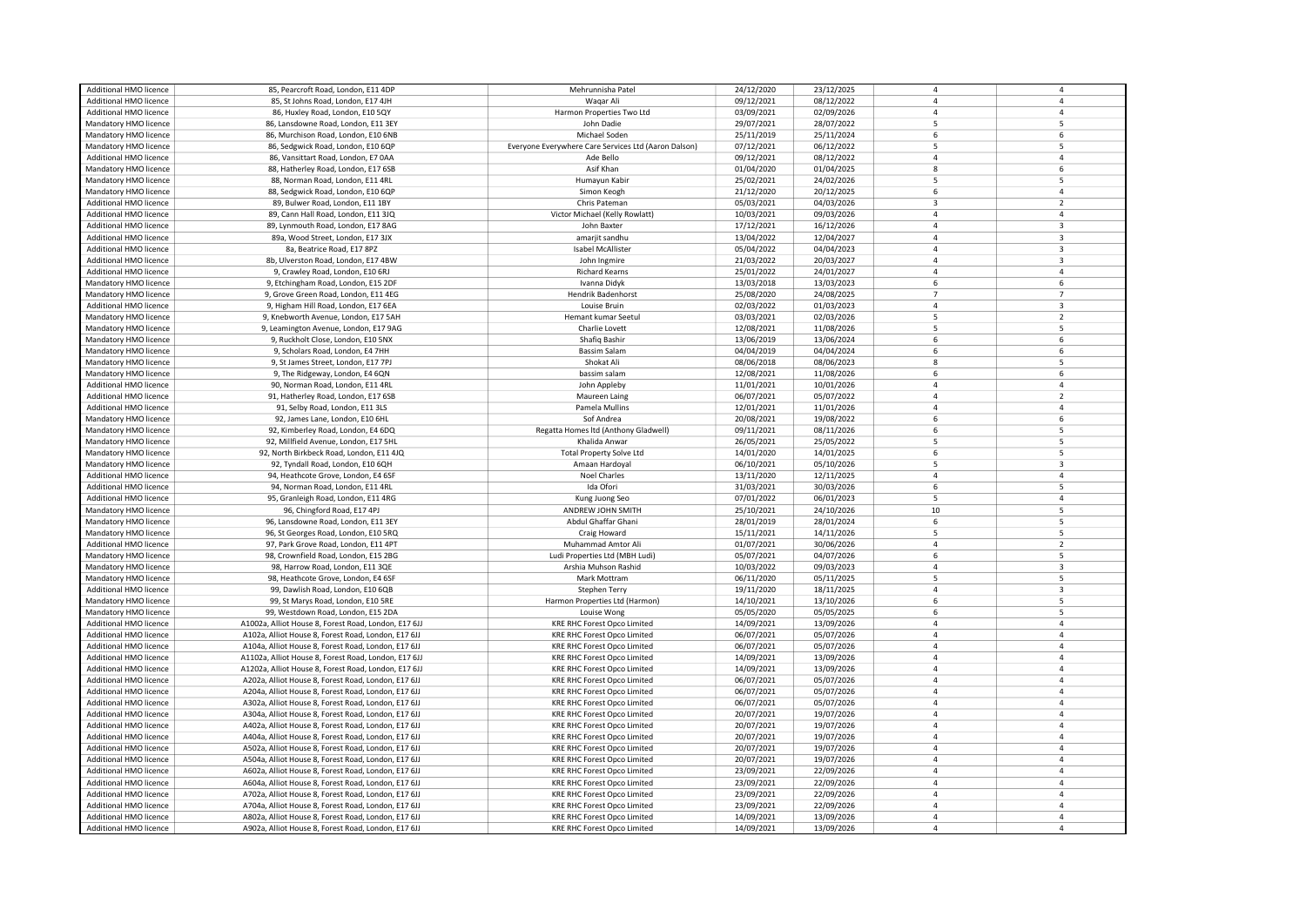| | | | | | | |
|---|---|---|---|---|---|---|
| Additional HMO licence | 85, Pearcroft Road, London, E11 4DP | Mehrunnisha Patel | 24/12/2020 | 23/12/2025 | 4 | 4 |
| Additional HMO licence | 85, St Johns Road, London, E17 4JH | Waqar Ali | 09/12/2021 | 08/12/2022 | 4 | 4 |
| Additional HMO licence | 86, Huxley Road, London, E10 5QY | Harmon Properties Two Ltd | 03/09/2021 | 02/09/2026 | 4 | 4 |
| Mandatory HMO licence | 86, Lansdowne Road, London, E11 3EY | John Dadie | 29/07/2021 | 28/07/2022 | 5 | 5 |
| Mandatory HMO licence | 86, Murchison Road, London, E10 6NB | Michael Soden | 25/11/2019 | 25/11/2024 | 6 | 6 |
| Mandatory HMO licence | 86, Sedgwick Road, London, E10 6QP | Everyone Everywhere Care Services Ltd (Aaron Dalson) | 07/12/2021 | 06/12/2022 | 5 | 5 |
| Additional HMO licence | 86, Vansittart Road, London, E7 0AA | Ade Bello | 09/12/2021 | 08/12/2022 | 4 | 4 |
| Mandatory HMO licence | 88, Hatherley Road, London, E17 6SB | Asif Khan | 01/04/2020 | 01/04/2025 | 8 | 6 |
| Mandatory HMO licence | 88, Norman Road, London, E11 4RL | Humayun Kabir | 25/02/2021 | 24/02/2026 | 5 | 5 |
| Mandatory HMO licence | 88, Sedgwick Road, London, E10 6QP | Simon Keogh | 21/12/2020 | 20/12/2025 | 6 | 4 |
| Additional HMO licence | 89, Bulwer Road, London, E11 1BY | Chris Pateman | 05/03/2021 | 04/03/2026 | 3 | 2 |
| Additional HMO licence | 89, Cann Hall Road, London, E11 3JQ | Victor Michael (Kelly Rowlatt) | 10/03/2021 | 09/03/2026 | 4 | 4 |
| Additional HMO licence | 89, Lynmouth Road, London, E17 8AG | John Baxter | 17/12/2021 | 16/12/2026 | 4 | 3 |
| Additional HMO licence | 89a, Wood Street, London, E17 3JX | amarjit sandhu | 13/04/2022 | 12/04/2027 | 4 | 3 |
| Additional HMO licence | 8a, Beatrice Road, E17 8PZ | Isabel McAllister | 05/04/2022 | 04/04/2023 | 4 | 3 |
| Additional HMO licence | 8b, Ulverston Road, London, E17 4BW | John Ingmire | 21/03/2022 | 20/03/2027 | 4 | 3 |
| Additional HMO licence | 9, Crawley Road, London, E10 6RJ | Richard Kearns | 25/01/2022 | 24/01/2027 | 4 | 4 |
| Mandatory HMO licence | 9, Etchingham Road, London, E15 2DF | Ivanna Didyk | 13/03/2018 | 13/03/2023 | 6 | 6 |
| Mandatory HMO licence | 9, Grove Green Road, London, E11 4EG | Hendrik Badenhorst | 25/08/2020 | 24/08/2025 | 7 | 7 |
| Additional HMO licence | 9, Higham Hill Road, London, E17 6EA | Louise Bruin | 02/03/2022 | 01/03/2023 | 4 | 3 |
| Mandatory HMO licence | 9, Knebworth Avenue, London, E17 5AH | Hemant kumar Seetul | 03/03/2021 | 02/03/2026 | 5 | 2 |
| Mandatory HMO licence | 9, Leamington Avenue, London, E17 9AG | Charlie Lovett | 12/08/2021 | 11/08/2026 | 5 | 5 |
| Mandatory HMO licence | 9, Ruckholt Close, London, E10 5NX | Shafiq Bashir | 13/06/2019 | 13/06/2024 | 6 | 6 |
| Mandatory HMO licence | 9, Scholars Road, London, E4 7HH | Bassim Salam | 04/04/2019 | 04/04/2024 | 6 | 6 |
| Mandatory HMO licence | 9, St James Street, London, E17 7PJ | Shokat Ali | 08/06/2018 | 08/06/2023 | 8 | 5 |
| Mandatory HMO licence | 9, The Ridgeway, London, E4 6QN | bassim salam | 12/08/2021 | 11/08/2026 | 6 | 6 |
| Additional HMO licence | 90, Norman Road, London, E11 4RL | John Appleby | 11/01/2021 | 10/01/2026 | 4 | 4 |
| Additional HMO licence | 91, Hatherley Road, London, E17 6SB | Maureen Laing | 06/07/2021 | 05/07/2022 | 4 | 2 |
| Additional HMO licence | 91, Selby Road, London, E11 3LS | Pamela Mullins | 12/01/2021 | 11/01/2026 | 4 | 4 |
| Mandatory HMO licence | 92, James Lane, London, E10 6HL | Sof Andrea | 20/08/2021 | 19/08/2022 | 6 | 6 |
| Mandatory HMO licence | 92, Kimberley Road, London, E4 6DQ | Regatta Homes ltd (Anthony Gladwell) | 09/11/2021 | 08/11/2026 | 6 | 5 |
| Mandatory HMO licence | 92, Millfield Avenue, London, E17 5HL | Khalida Anwar | 26/05/2021 | 25/05/2022 | 5 | 5 |
| Mandatory HMO licence | 92, North Birkbeck Road, London, E11 4JQ | Total Property Solve Ltd | 14/01/2020 | 14/01/2025 | 6 | 5 |
| Mandatory HMO licence | 92, Tyndall Road, London, E10 6QH | Amaan Hardoyal | 06/10/2021 | 05/10/2026 | 5 | 3 |
| Additional HMO licence | 94, Heathcote Grove, London, E4 6SF | Noel Charles | 13/11/2020 | 12/11/2025 | 4 | 4 |
| Additional HMO licence | 94, Norman Road, London, E11 4RL | Ida Ofori | 31/03/2021 | 30/03/2026 | 6 | 5 |
| Additional HMO licence | 95, Granleigh Road, London, E11 4RG | Kung Juong Seo | 07/01/2022 | 06/01/2023 | 5 | 4 |
| Mandatory HMO licence | 96, Chingford Road, E17 4PJ | ANDREW JOHN SMITH | 25/10/2021 | 24/10/2026 | 10 | 5 |
| Mandatory HMO licence | 96, Lansdowne Road, London, E11 3EY | Abdul Ghaffar Ghani | 28/01/2019 | 28/01/2024 | 6 | 5 |
| Mandatory HMO licence | 96, St Georges Road, London, E10 5RQ | Craig Howard | 15/11/2021 | 14/11/2026 | 5 | 5 |
| Additional HMO licence | 97, Park Grove Road, London, E11 4PT | Muhammad Amtor Ali | 01/07/2021 | 30/06/2026 | 4 | 2 |
| Mandatory HMO licence | 98, Crownfield Road, London, E15 2BG | Ludi Properties Ltd (MBH Ludi) | 05/07/2021 | 04/07/2026 | 6 | 5 |
| Mandatory HMO licence | 98, Harrow Road, London, E11 3QE | Arshia Muhson Rashid | 10/03/2022 | 09/03/2023 | 4 | 3 |
| Mandatory HMO licence | 98, Heathcote Grove, London, E4 6SF | Mark Mottram | 06/11/2020 | 05/11/2025 | 5 | 5 |
| Additional HMO licence | 99, Dawlish Road, London, E10 6QB | Stephen Terry | 19/11/2020 | 18/11/2025 | 4 | 3 |
| Mandatory HMO licence | 99, St Marys Road, London, E10 5RE | Harmon Properties Ltd (Harmon) | 14/10/2021 | 13/10/2026 | 6 | 5 |
| Mandatory HMO licence | 99, Westdown Road, London, E15 2DA | Louise Wong | 05/05/2020 | 05/05/2025 | 6 | 5 |
| Additional HMO licence | A1002a, Alliot House 8, Forest Road, London, E17 6JJ | KRE RHC Forest Opco Limited | 14/09/2021 | 13/09/2026 | 4 | 4 |
| Additional HMO licence | A102a, Alliot House 8, Forest Road, London, E17 6JJ | KRE RHC Forest Opco Limited | 06/07/2021 | 05/07/2026 | 4 | 4 |
| Additional HMO licence | A104a, Alliot House 8, Forest Road, London, E17 6JJ | KRE RHC Forest Opco Limited | 06/07/2021 | 05/07/2026 | 4 | 4 |
| Additional HMO licence | A1102a, Alliot House 8, Forest Road, London, E17 6JJ | KRE RHC Forest Opco Limited | 14/09/2021 | 13/09/2026 | 4 | 4 |
| Additional HMO licence | A1202a, Alliot House 8, Forest Road, London, E17 6JJ | KRE RHC Forest Opco Limited | 14/09/2021 | 13/09/2026 | 4 | 4 |
| Additional HMO licence | A202a, Alliot House 8, Forest Road, London, E17 6JJ | KRE RHC Forest Opco Limited | 06/07/2021 | 05/07/2026 | 4 | 4 |
| Additional HMO licence | A204a, Alliot House 8, Forest Road, London, E17 6JJ | KRE RHC Forest Opco Limited | 06/07/2021 | 05/07/2026 | 4 | 4 |
| Additional HMO licence | A302a, Alliot House 8, Forest Road, London, E17 6JJ | KRE RHC Forest Opco Limited | 06/07/2021 | 05/07/2026 | 4 | 4 |
| Additional HMO licence | A304a, Alliot House 8, Forest Road, London, E17 6JJ | KRE RHC Forest Opco Limited | 20/07/2021 | 19/07/2026 | 4 | 4 |
| Additional HMO licence | A402a, Alliot House 8, Forest Road, London, E17 6JJ | KRE RHC Forest Opco Limited | 20/07/2021 | 19/07/2026 | 4 | 4 |
| Additional HMO licence | A404a, Alliot House 8, Forest Road, London, E17 6JJ | KRE RHC Forest Opco Limited | 20/07/2021 | 19/07/2026 | 4 | 4 |
| Additional HMO licence | A502a, Alliot House 8, Forest Road, London, E17 6JJ | KRE RHC Forest Opco Limited | 20/07/2021 | 19/07/2026 | 4 | 4 |
| Additional HMO licence | A504a, Alliot House 8, Forest Road, London, E17 6JJ | KRE RHC Forest Opco Limited | 20/07/2021 | 19/07/2026 | 4 | 4 |
| Additional HMO licence | A602a, Alliot House 8, Forest Road, London, E17 6JJ | KRE RHC Forest Opco Limited | 23/09/2021 | 22/09/2026 | 4 | 4 |
| Additional HMO licence | A604a, Alliot House 8, Forest Road, London, E17 6JJ | KRE RHC Forest Opco Limited | 23/09/2021 | 22/09/2026 | 4 | 4 |
| Additional HMO licence | A702a, Alliot House 8, Forest Road, London, E17 6JJ | KRE RHC Forest Opco Limited | 23/09/2021 | 22/09/2026 | 4 | 4 |
| Additional HMO licence | A704a, Alliot House 8, Forest Road, London, E17 6JJ | KRE RHC Forest Opco Limited | 23/09/2021 | 22/09/2026 | 4 | 4 |
| Additional HMO licence | A802a, Alliot House 8, Forest Road, London, E17 6JJ | KRE RHC Forest Opco Limited | 14/09/2021 | 13/09/2026 | 4 | 4 |
| Additional HMO licence | A902a, Alliot House 8, Forest Road, London, E17 6JJ | KRE RHC Forest Opco Limited | 14/09/2021 | 13/09/2026 | 4 | 4 |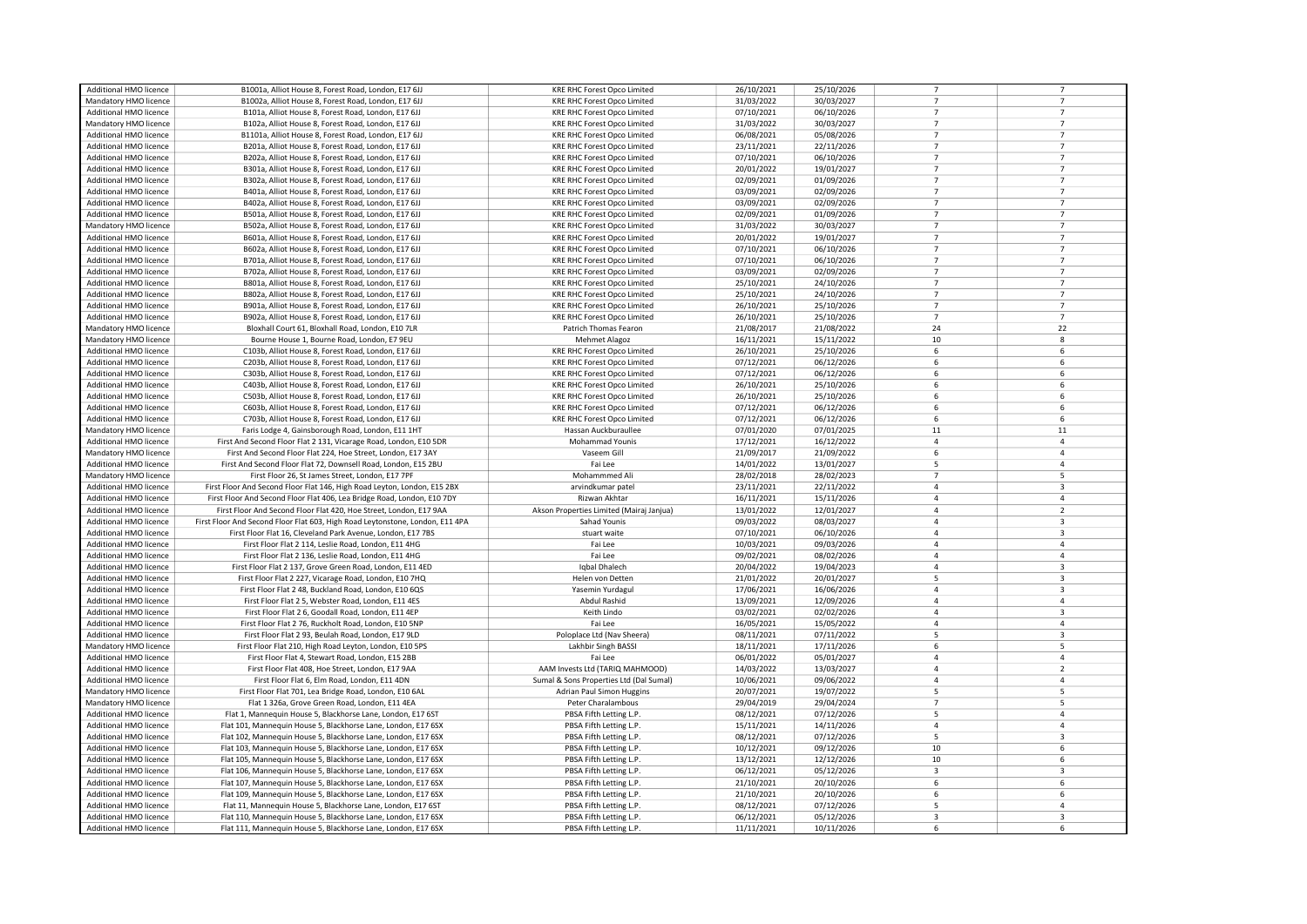| | | | | | | |
|---|---|---|---|---|---|---|
| Additional HMO licence | B1001a, Alliot House 8, Forest Road, London, E17 6JJ | KRE RHC Forest Opco Limited | 26/10/2021 | 25/10/2026 | 7 | 7 |
| Mandatory HMO licence | B1002a, Alliot House 8, Forest Road, London, E17 6JJ | KRE RHC Forest Opco Limited | 31/03/2022 | 30/03/2027 | 7 | 7 |
| Additional HMO licence | B101a, Alliot House 8, Forest Road, London, E17 6JJ | KRE RHC Forest Opco Limited | 07/10/2021 | 06/10/2026 | 7 | 7 |
| Mandatory HMO licence | B102a, Alliot House 8, Forest Road, London, E17 6JJ | KRE RHC Forest Opco Limited | 31/03/2022 | 30/03/2027 | 7 | 7 |
| Additional HMO licence | B1101a, Alliot House 8, Forest Road, London, E17 6JJ | KRE RHC Forest Opco Limited | 06/08/2021 | 05/08/2026 | 7 | 7 |
| Additional HMO licence | B201a, Alliot House 8, Forest Road, London, E17 6JJ | KRE RHC Forest Opco Limited | 23/11/2021 | 22/11/2026 | 7 | 7 |
| Additional HMO licence | B202a, Alliot House 8, Forest Road, London, E17 6JJ | KRE RHC Forest Opco Limited | 07/10/2021 | 06/10/2026 | 7 | 7 |
| Additional HMO licence | B301a, Alliot House 8, Forest Road, London, E17 6JJ | KRE RHC Forest Opco Limited | 20/01/2022 | 19/01/2027 | 7 | 7 |
| Additional HMO licence | B302a, Alliot House 8, Forest Road, London, E17 6JJ | KRE RHC Forest Opco Limited | 02/09/2021 | 01/09/2026 | 7 | 7 |
| Additional HMO licence | B401a, Alliot House 8, Forest Road, London, E17 6JJ | KRE RHC Forest Opco Limited | 03/09/2021 | 02/09/2026 | 7 | 7 |
| Additional HMO licence | B402a, Alliot House 8, Forest Road, London, E17 6JJ | KRE RHC Forest Opco Limited | 03/09/2021 | 02/09/2026 | 7 | 7 |
| Additional HMO licence | B501a, Alliot House 8, Forest Road, London, E17 6JJ | KRE RHC Forest Opco Limited | 02/09/2021 | 01/09/2026 | 7 | 7 |
| Mandatory HMO licence | B502a, Alliot House 8, Forest Road, London, E17 6JJ | KRE RHC Forest Opco Limited | 31/03/2022 | 30/03/2027 | 7 | 7 |
| Additional HMO licence | B601a, Alliot House 8, Forest Road, London, E17 6JJ | KRE RHC Forest Opco Limited | 20/01/2022 | 19/01/2027 | 7 | 7 |
| Additional HMO licence | B602a, Alliot House 8, Forest Road, London, E17 6JJ | KRE RHC Forest Opco Limited | 07/10/2021 | 06/10/2026 | 7 | 7 |
| Additional HMO licence | B701a, Alliot House 8, Forest Road, London, E17 6JJ | KRE RHC Forest Opco Limited | 07/10/2021 | 06/10/2026 | 7 | 7 |
| Additional HMO licence | B702a, Alliot House 8, Forest Road, London, E17 6JJ | KRE RHC Forest Opco Limited | 03/09/2021 | 02/09/2026 | 7 | 7 |
| Additional HMO licence | B801a, Alliot House 8, Forest Road, London, E17 6JJ | KRE RHC Forest Opco Limited | 25/10/2021 | 24/10/2026 | 7 | 7 |
| Additional HMO licence | B802a, Alliot House 8, Forest Road, London, E17 6JJ | KRE RHC Forest Opco Limited | 25/10/2021 | 24/10/2026 | 7 | 7 |
| Additional HMO licence | B901a, Alliot House 8, Forest Road, London, E17 6JJ | KRE RHC Forest Opco Limited | 26/10/2021 | 25/10/2026 | 7 | 7 |
| Additional HMO licence | B902a, Alliot House 8, Forest Road, London, E17 6JJ | KRE RHC Forest Opco Limited | 26/10/2021 | 25/10/2026 | 7 | 7 |
| Mandatory HMO licence | Bloxhall Court 61, Bloxhall Road, London, E10 7LR | Patrick Thomas Fearon | 21/08/2017 | 21/08/2022 | 24 | 22 |
| Mandatory HMO licence | Bourne House 1, Bourne Road, London, E7 9EU | Mehmet Alagoz | 16/11/2021 | 15/11/2022 | 10 | 8 |
| Additional HMO licence | C103b, Alliot House 8, Forest Road, London, E17 6JJ | KRE RHC Forest Opco Limited | 26/10/2021 | 25/10/2026 | 6 | 6 |
| Additional HMO licence | C203b, Alliot House 8, Forest Road, London, E17 6JJ | KRE RHC Forest Opco Limited | 07/12/2021 | 06/12/2026 | 6 | 6 |
| Additional HMO licence | C303b, Alliot House 8, Forest Road, London, E17 6JJ | KRE RHC Forest Opco Limited | 07/12/2021 | 06/12/2026 | 6 | 6 |
| Additional HMO licence | C403b, Alliot House 8, Forest Road, London, E17 6JJ | KRE RHC Forest Opco Limited | 26/10/2021 | 25/10/2026 | 6 | 6 |
| Additional HMO licence | C503b, Alliot House 8, Forest Road, London, E17 6JJ | KRE RHC Forest Opco Limited | 26/10/2021 | 25/10/2026 | 6 | 6 |
| Additional HMO licence | C603b, Alliot House 8, Forest Road, London, E17 6JJ | KRE RHC Forest Opco Limited | 07/12/2021 | 06/12/2026 | 6 | 6 |
| Additional HMO licence | C703b, Alliot House 8, Forest Road, London, E17 6JJ | KRE RHC Forest Opco Limited | 07/12/2021 | 06/12/2026 | 6 | 6 |
| Mandatory HMO licence | Faris Lodge 4, Gainsborough Road, London, E11 1HT | Hassan Auckburaullee | 07/01/2020 | 07/01/2025 | 11 | 11 |
| Additional HMO licence | First And Second Floor Flat 2 131, Vicarage Road, London, E10 5DR | Mohammad Younis | 17/12/2021 | 16/12/2022 | 4 | 4 |
| Mandatory HMO licence | First And Second Floor Flat 224, Hoe Street, London, E17 3AY | Vaseem Gill | 21/09/2017 | 21/09/2022 | 6 | 4 |
| Additional HMO licence | First And Second Floor Flat 72, Downsell Road, London, E15 2BU | Fai Lee | 14/01/2022 | 13/01/2027 | 5 | 4 |
| Mandatory HMO licence | First Floor 26, St James Street, London, E17 7PF | Mohammmed Ali | 28/02/2018 | 28/02/2023 | 7 | 5 |
| Additional HMO licence | First Floor And Second Floor Flat 146, High Road Leyton, London, E15 2BX | arvindkumar patel | 23/11/2021 | 22/11/2022 | 4 | 3 |
| Additional HMO licence | First Floor And Second Floor Flat 406, Lea Bridge Road, London, E10 7DY | Rizwan Akhtar | 16/11/2021 | 15/11/2026 | 4 | 4 |
| Additional HMO licence | First Floor And Second Floor Flat 420, Hoe Street, London, E17 9AA | Akson Properties Limited (Mairaj Janjua) | 13/01/2022 | 12/01/2027 | 4 | 2 |
| Additional HMO licence | First Floor And Second Floor Flat 603, High Road Leytonstone, London, E11 4PA | Sahad Younis | 09/03/2022 | 08/03/2027 | 4 | 3 |
| Additional HMO licence | First Floor Flat 16, Cleveland Park Avenue, London, E17 7BS | stuart waite | 07/10/2021 | 06/10/2026 | 4 | 3 |
| Additional HMO licence | First Floor Flat 2 114, Leslie Road, London, E11 4HG | Fai Lee | 10/03/2021 | 09/03/2026 | 4 | 4 |
| Additional HMO licence | First Floor Flat 2 136, Leslie Road, London, E11 4HG | Fai Lee | 09/02/2021 | 08/02/2026 | 4 | 4 |
| Additional HMO licence | First Floor Flat 2 137, Grove Green Road, London, E11 4ED | Iqbal Dhalech | 20/04/2022 | 19/04/2023 | 4 | 3 |
| Additional HMO licence | First Floor Flat 2 227, Vicarage Road, London, E10 7HQ | Helen von Detten | 21/01/2022 | 20/01/2027 | 5 | 3 |
| Additional HMO licence | First Floor Flat 2 48, Buckland Road, London, E10 6QS | Yasemin Yurdagul | 17/06/2021 | 16/06/2026 | 4 | 3 |
| Additional HMO licence | First Floor Flat 2 5, Webster Road, London, E11 4ES | Abdul Rashid | 13/09/2021 | 12/09/2026 | 4 | 4 |
| Additional HMO licence | First Floor Flat 2 6, Goodall Road, London, E11 4EP | Keith Lindo | 03/02/2021 | 02/02/2026 | 4 | 3 |
| Additional HMO licence | First Floor Flat 2 76, Ruckholt Road, London, E10 5NP | Fai Lee | 16/05/2021 | 15/05/2022 | 4 | 4 |
| Additional HMO licence | First Floor Flat 2 93, Beulah Road, London, E17 9LD | Poloplace Ltd (Nav Sheera) | 08/11/2021 | 07/11/2022 | 5 | 3 |
| Mandatory HMO licence | First Floor Flat 210, High Road Leyton, London, E10 5PS | Lakhbir Singh BASSI | 18/11/2021 | 17/11/2026 | 6 | 5 |
| Additional HMO licence | First Floor Flat 4, Stewart Road, London, E15 2BB | Fai Lee | 06/01/2022 | 05/01/2027 | 4 | 4 |
| Additional HMO licence | First Floor Flat 408, Hoe Street, London, E17 9AA | AAM Invests Ltd (TARIQ MAHMOOD) | 14/03/2022 | 13/03/2027 | 4 | 2 |
| Additional HMO licence | First Floor Flat 6, Elm Road, London, E11 4DN | Sumal & Sons Properties Ltd (Dal Sumal) | 10/06/2021 | 09/06/2022 | 4 | 4 |
| Mandatory HMO licence | First Floor Flat 701, Lea Bridge Road, London, E10 6AL | Adrian Paul Simon Huggins | 20/07/2021 | 19/07/2022 | 5 | 5 |
| Mandatory HMO licence | Flat 1 326a, Grove Green Road, London, E11 4EA | Peter Charalambous | 29/04/2019 | 29/04/2024 | 7 | 5 |
| Additional HMO licence | Flat 1, Mannequin House 5, Blackhorse Lane, London, E17 6ST | PBSA Fifth Letting L.P. | 08/12/2021 | 07/12/2026 | 5 | 4 |
| Additional HMO licence | Flat 101, Mannequin House 5, Blackhorse Lane, London, E17 6SX | PBSA Fifth Letting L.P. | 15/11/2021 | 14/11/2026 | 4 | 4 |
| Additional HMO licence | Flat 102, Mannequin House 5, Blackhorse Lane, London, E17 6SX | PBSA Fifth Letting L.P. | 08/12/2021 | 07/12/2026 | 5 | 3 |
| Additional HMO licence | Flat 103, Mannequin House 5, Blackhorse Lane, London, E17 6SX | PBSA Fifth Letting L.P. | 10/12/2021 | 09/12/2026 | 10 | 6 |
| Additional HMO licence | Flat 105, Mannequin House 5, Blackhorse Lane, London, E17 6SX | PBSA Fifth Letting L.P. | 13/12/2021 | 12/12/2026 | 10 | 6 |
| Additional HMO licence | Flat 106, Mannequin House 5, Blackhorse Lane, London, E17 6SX | PBSA Fifth Letting L.P. | 06/12/2021 | 05/12/2026 | 3 | 3 |
| Additional HMO licence | Flat 107, Mannequin House 5, Blackhorse Lane, London, E17 6SX | PBSA Fifth Letting L.P. | 21/10/2021 | 20/10/2026 | 6 | 6 |
| Additional HMO licence | Flat 109, Mannequin House 5, Blackhorse Lane, London, E17 6SX | PBSA Fifth Letting L.P. | 21/10/2021 | 20/10/2026 | 6 | 6 |
| Additional HMO licence | Flat 11, Mannequin House 5, Blackhorse Lane, London, E17 6ST | PBSA Fifth Letting L.P. | 08/12/2021 | 07/12/2026 | 5 | 4 |
| Additional HMO licence | Flat 110, Mannequin House 5, Blackhorse Lane, London, E17 6SX | PBSA Fifth Letting L.P. | 06/12/2021 | 05/12/2026 | 3 | 3 |
| Additional HMO licence | Flat 111, Mannequin House 5, Blackhorse Lane, London, E17 6SX | PBSA Fifth Letting L.P. | 11/11/2021 | 10/11/2026 | 6 | 6 |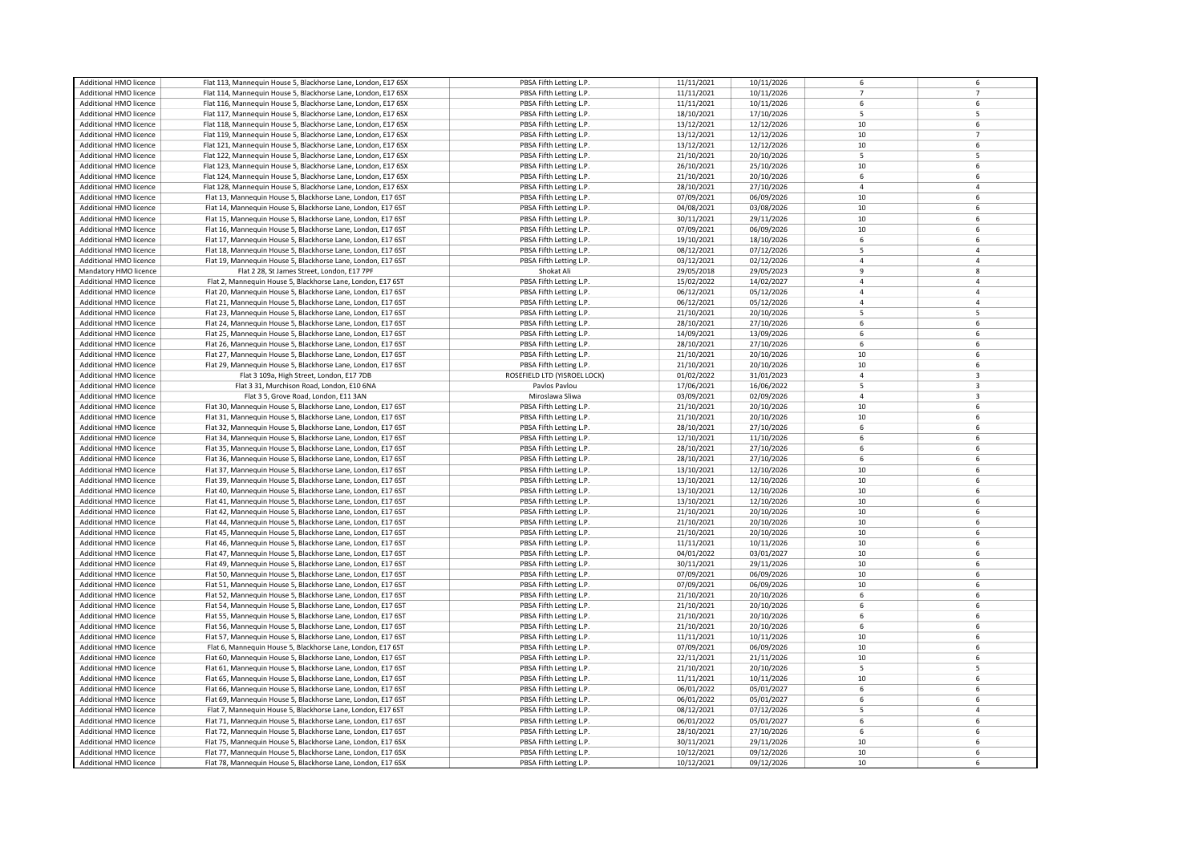| | | | | | | |
|---|---|---|---|---|---|---|
| Additional HMO licence | Flat 113, Mannequin House 5, Blackhorse Lane, London, E17 6SX | PBSA Fifth Letting L.P. | 11/11/2021 | 10/11/2026 | 6 | 6 |
| Additional HMO licence | Flat 114, Mannequin House 5, Blackhorse Lane, London, E17 6SX | PBSA Fifth Letting L.P. | 11/11/2021 | 10/11/2026 | 7 | 7 |
| Additional HMO licence | Flat 116, Mannequin House 5, Blackhorse Lane, London, E17 6SX | PBSA Fifth Letting L.P. | 11/11/2021 | 10/11/2026 | 6 | 6 |
| Additional HMO licence | Flat 117, Mannequin House 5, Blackhorse Lane, London, E17 6SX | PBSA Fifth Letting L.P. | 18/10/2021 | 17/10/2026 | 5 | 5 |
| Additional HMO licence | Flat 118, Mannequin House 5, Blackhorse Lane, London, E17 6SX | PBSA Fifth Letting L.P. | 13/12/2021 | 12/12/2026 | 10 | 6 |
| Additional HMO licence | Flat 119, Mannequin House 5, Blackhorse Lane, London, E17 6SX | PBSA Fifth Letting L.P. | 13/12/2021 | 12/12/2026 | 10 | 7 |
| Additional HMO licence | Flat 121, Mannequin House 5, Blackhorse Lane, London, E17 6SX | PBSA Fifth Letting L.P. | 13/12/2021 | 12/12/2026 | 10 | 6 |
| Additional HMO licence | Flat 122, Mannequin House 5, Blackhorse Lane, London, E17 6SX | PBSA Fifth Letting L.P. | 21/10/2021 | 20/10/2026 | 5 | 5 |
| Additional HMO licence | Flat 123, Mannequin House 5, Blackhorse Lane, London, E17 6SX | PBSA Fifth Letting L.P. | 26/10/2021 | 25/10/2026 | 10 | 6 |
| Additional HMO licence | Flat 124, Mannequin House 5, Blackhorse Lane, London, E17 6SX | PBSA Fifth Letting L.P. | 21/10/2021 | 20/10/2026 | 6 | 6 |
| Additional HMO licence | Flat 128, Mannequin House 5, Blackhorse Lane, London, E17 6SX | PBSA Fifth Letting L.P. | 28/10/2021 | 27/10/2026 | 4 | 4 |
| Additional HMO licence | Flat 13, Mannequin House 5, Blackhorse Lane, London, E17 6ST | PBSA Fifth Letting L.P. | 07/09/2021 | 06/09/2026 | 10 | 6 |
| Additional HMO licence | Flat 14, Mannequin House 5, Blackhorse Lane, London, E17 6ST | PBSA Fifth Letting L.P. | 04/08/2021 | 03/08/2026 | 10 | 6 |
| Additional HMO licence | Flat 15, Mannequin House 5, Blackhorse Lane, London, E17 6ST | PBSA Fifth Letting L.P. | 30/11/2021 | 29/11/2026 | 10 | 6 |
| Additional HMO licence | Flat 16, Mannequin House 5, Blackhorse Lane, London, E17 6ST | PBSA Fifth Letting L.P. | 07/09/2021 | 06/09/2026 | 10 | 6 |
| Additional HMO licence | Flat 17, Mannequin House 5, Blackhorse Lane, London, E17 6ST | PBSA Fifth Letting L.P. | 19/10/2021 | 18/10/2026 | 6 | 6 |
| Additional HMO licence | Flat 18, Mannequin House 5, Blackhorse Lane, London, E17 6ST | PBSA Fifth Letting L.P. | 08/12/2021 | 07/12/2026 | 5 | 4 |
| Additional HMO licence | Flat 19, Mannequin House 5, Blackhorse Lane, London, E17 6ST | PBSA Fifth Letting L.P. | 03/12/2021 | 02/12/2026 | 4 | 4 |
| Mandatory HMO licence | Flat 2 28, St James Street, London, E17 7PF | Shokat Ali | 29/05/2018 | 29/05/2023 | 9 | 8 |
| Additional HMO licence | Flat 2, Mannequin House 5, Blackhorse Lane, London, E17 6ST | PBSA Fifth Letting L.P. | 15/02/2022 | 14/02/2027 | 4 | 4 |
| Additional HMO licence | Flat 20, Mannequin House 5, Blackhorse Lane, London, E17 6ST | PBSA Fifth Letting L.P. | 06/12/2021 | 05/12/2026 | 4 | 4 |
| Additional HMO licence | Flat 21, Mannequin House 5, Blackhorse Lane, London, E17 6ST | PBSA Fifth Letting L.P. | 06/12/2021 | 05/12/2026 | 4 | 4 |
| Additional HMO licence | Flat 23, Mannequin House 5, Blackhorse Lane, London, E17 6ST | PBSA Fifth Letting L.P. | 21/10/2021 | 20/10/2026 | 5 | 5 |
| Additional HMO licence | Flat 24, Mannequin House 5, Blackhorse Lane, London, E17 6ST | PBSA Fifth Letting L.P. | 28/10/2021 | 27/10/2026 | 6 | 6 |
| Additional HMO licence | Flat 25, Mannequin House 5, Blackhorse Lane, London, E17 6ST | PBSA Fifth Letting L.P. | 14/09/2021 | 13/09/2026 | 6 | 6 |
| Additional HMO licence | Flat 26, Mannequin House 5, Blackhorse Lane, London, E17 6ST | PBSA Fifth Letting L.P. | 28/10/2021 | 27/10/2026 | 6 | 6 |
| Additional HMO licence | Flat 27, Mannequin House 5, Blackhorse Lane, London, E17 6ST | PBSA Fifth Letting L.P. | 21/10/2021 | 20/10/2026 | 10 | 6 |
| Additional HMO licence | Flat 29, Mannequin House 5, Blackhorse Lane, London, E17 6ST | PBSA Fifth Letting L.P. | 21/10/2021 | 20/10/2026 | 10 | 6 |
| Additional HMO licence | Flat 3 109a, High Street, London, E17 7DB | ROSEFIELD LTD (YISROEL LOCK) | 01/02/2022 | 31/01/2023 | 4 | 3 |
| Additional HMO licence | Flat 3 31, Murchison Road, London, E10 6NA | Pavlos Pavlou | 17/06/2021 | 16/06/2022 | 5 | 3 |
| Additional HMO licence | Flat 3 5, Grove Road, London, E11 3AN | Miroslawa Sliwa | 03/09/2021 | 02/09/2026 | 4 | 3 |
| Additional HMO licence | Flat 30, Mannequin House 5, Blackhorse Lane, London, E17 6ST | PBSA Fifth Letting L.P. | 21/10/2021 | 20/10/2026 | 10 | 6 |
| Additional HMO licence | Flat 31, Mannequin House 5, Blackhorse Lane, London, E17 6ST | PBSA Fifth Letting L.P. | 21/10/2021 | 20/10/2026 | 10 | 6 |
| Additional HMO licence | Flat 32, Mannequin House 5, Blackhorse Lane, London, E17 6ST | PBSA Fifth Letting L.P. | 28/10/2021 | 27/10/2026 | 6 | 6 |
| Additional HMO licence | Flat 34, Mannequin House 5, Blackhorse Lane, London, E17 6ST | PBSA Fifth Letting L.P. | 12/10/2021 | 11/10/2026 | 6 | 6 |
| Additional HMO licence | Flat 35, Mannequin House 5, Blackhorse Lane, London, E17 6ST | PBSA Fifth Letting L.P. | 28/10/2021 | 27/10/2026 | 6 | 6 |
| Additional HMO licence | Flat 36, Mannequin House 5, Blackhorse Lane, London, E17 6ST | PBSA Fifth Letting L.P. | 28/10/2021 | 27/10/2026 | 6 | 6 |
| Additional HMO licence | Flat 37, Mannequin House 5, Blackhorse Lane, London, E17 6ST | PBSA Fifth Letting L.P. | 13/10/2021 | 12/10/2026 | 10 | 6 |
| Additional HMO licence | Flat 39, Mannequin House 5, Blackhorse Lane, London, E17 6ST | PBSA Fifth Letting L.P. | 13/10/2021 | 12/10/2026 | 10 | 6 |
| Additional HMO licence | Flat 40, Mannequin House 5, Blackhorse Lane, London, E17 6ST | PBSA Fifth Letting L.P. | 13/10/2021 | 12/10/2026 | 10 | 6 |
| Additional HMO licence | Flat 41, Mannequin House 5, Blackhorse Lane, London, E17 6ST | PBSA Fifth Letting L.P. | 13/10/2021 | 12/10/2026 | 10 | 6 |
| Additional HMO licence | Flat 42, Mannequin House 5, Blackhorse Lane, London, E17 6ST | PBSA Fifth Letting L.P. | 21/10/2021 | 20/10/2026 | 10 | 6 |
| Additional HMO licence | Flat 44, Mannequin House 5, Blackhorse Lane, London, E17 6ST | PBSA Fifth Letting L.P. | 21/10/2021 | 20/10/2026 | 10 | 6 |
| Additional HMO licence | Flat 45, Mannequin House 5, Blackhorse Lane, London, E17 6ST | PBSA Fifth Letting L.P. | 21/10/2021 | 20/10/2026 | 10 | 6 |
| Additional HMO licence | Flat 46, Mannequin House 5, Blackhorse Lane, London, E17 6ST | PBSA Fifth Letting L.P. | 11/11/2021 | 10/11/2026 | 10 | 6 |
| Additional HMO licence | Flat 47, Mannequin House 5, Blackhorse Lane, London, E17 6ST | PBSA Fifth Letting L.P. | 04/01/2022 | 03/01/2027 | 10 | 6 |
| Additional HMO licence | Flat 49, Mannequin House 5, Blackhorse Lane, London, E17 6ST | PBSA Fifth Letting L.P. | 30/11/2021 | 29/11/2026 | 10 | 6 |
| Additional HMO licence | Flat 50, Mannequin House 5, Blackhorse Lane, London, E17 6ST | PBSA Fifth Letting L.P. | 07/09/2021 | 06/09/2026 | 10 | 6 |
| Additional HMO licence | Flat 51, Mannequin House 5, Blackhorse Lane, London, E17 6ST | PBSA Fifth Letting L.P. | 07/09/2021 | 06/09/2026 | 10 | 6 |
| Additional HMO licence | Flat 52, Mannequin House 5, Blackhorse Lane, London, E17 6ST | PBSA Fifth Letting L.P. | 21/10/2021 | 20/10/2026 | 6 | 6 |
| Additional HMO licence | Flat 54, Mannequin House 5, Blackhorse Lane, London, E17 6ST | PBSA Fifth Letting L.P. | 21/10/2021 | 20/10/2026 | 6 | 6 |
| Additional HMO licence | Flat 55, Mannequin House 5, Blackhorse Lane, London, E17 6ST | PBSA Fifth Letting L.P. | 21/10/2021 | 20/10/2026 | 6 | 6 |
| Additional HMO licence | Flat 56, Mannequin House 5, Blackhorse Lane, London, E17 6ST | PBSA Fifth Letting L.P. | 21/10/2021 | 20/10/2026 | 6 | 6 |
| Additional HMO licence | Flat 57, Mannequin House 5, Blackhorse Lane, London, E17 6ST | PBSA Fifth Letting L.P. | 11/11/2021 | 10/11/2026 | 10 | 6 |
| Additional HMO licence | Flat 6, Mannequin House 5, Blackhorse Lane, London, E17 6ST | PBSA Fifth Letting L.P. | 07/09/2021 | 06/09/2026 | 10 | 6 |
| Additional HMO licence | Flat 60, Mannequin House 5, Blackhorse Lane, London, E17 6ST | PBSA Fifth Letting L.P. | 22/11/2021 | 21/11/2026 | 10 | 6 |
| Additional HMO licence | Flat 61, Mannequin House 5, Blackhorse Lane, London, E17 6ST | PBSA Fifth Letting L.P. | 21/10/2021 | 20/10/2026 | 5 | 5 |
| Additional HMO licence | Flat 65, Mannequin House 5, Blackhorse Lane, London, E17 6ST | PBSA Fifth Letting L.P. | 11/11/2021 | 10/11/2026 | 10 | 6 |
| Additional HMO licence | Flat 66, Mannequin House 5, Blackhorse Lane, London, E17 6ST | PBSA Fifth Letting L.P. | 06/01/2022 | 05/01/2027 | 6 | 6 |
| Additional HMO licence | Flat 69, Mannequin House 5, Blackhorse Lane, London, E17 6ST | PBSA Fifth Letting L.P. | 06/01/2022 | 05/01/2027 | 6 | 6 |
| Additional HMO licence | Flat 7, Mannequin House 5, Blackhorse Lane, London, E17 6ST | PBSA Fifth Letting L.P. | 08/12/2021 | 07/12/2026 | 5 | 4 |
| Additional HMO licence | Flat 71, Mannequin House 5, Blackhorse Lane, London, E17 6ST | PBSA Fifth Letting L.P. | 06/01/2022 | 05/01/2027 | 6 | 6 |
| Additional HMO licence | Flat 72, Mannequin House 5, Blackhorse Lane, London, E17 6ST | PBSA Fifth Letting L.P. | 28/10/2021 | 27/10/2026 | 6 | 6 |
| Additional HMO licence | Flat 75, Mannequin House 5, Blackhorse Lane, London, E17 6SX | PBSA Fifth Letting L.P. | 30/11/2021 | 29/11/2026 | 10 | 6 |
| Additional HMO licence | Flat 77, Mannequin House 5, Blackhorse Lane, London, E17 6SX | PBSA Fifth Letting L.P. | 10/12/2021 | 09/12/2026 | 10 | 6 |
| Additional HMO licence | Flat 78, Mannequin House 5, Blackhorse Lane, London, E17 6SX | PBSA Fifth Letting L.P. | 10/12/2021 | 09/12/2026 | 10 | 6 |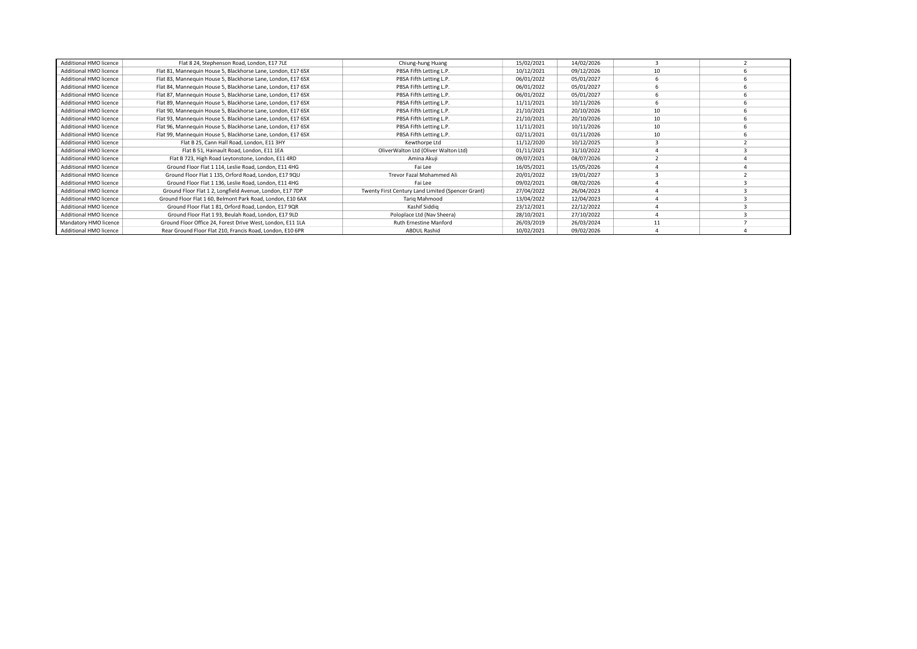| | | | | | | |
|---|---|---|---|---|---|---|
| Additional HMO licence | Flat 8 24, Stephenson Road, London, E17 7LE | Chiung-hung Huang | 15/02/2021 | 14/02/2026 | 3 | 2 |
| Additional HMO licence | Flat 81, Mannequin House 5, Blackhorse Lane, London, E17 6SX | PBSA Fifth Letting L.P. | 10/12/2021 | 09/12/2026 | 10 | 6 |
| Additional HMO licence | Flat 83, Mannequin House 5, Blackhorse Lane, London, E17 6SX | PBSA Fifth Letting L.P. | 06/01/2022 | 05/01/2027 | 6 | 6 |
| Additional HMO licence | Flat 84, Mannequin House 5, Blackhorse Lane, London, E17 6SX | PBSA Fifth Letting L.P. | 06/01/2022 | 05/01/2027 | 6 | 6 |
| Additional HMO licence | Flat 87, Mannequin House 5, Blackhorse Lane, London, E17 6SX | PBSA Fifth Letting L.P. | 06/01/2022 | 05/01/2027 | 6 | 6 |
| Additional HMO licence | Flat 89, Mannequin House 5, Blackhorse Lane, London, E17 6SX | PBSA Fifth Letting L.P. | 11/11/2021 | 10/11/2026 | 6 | 6 |
| Additional HMO licence | Flat 90, Mannequin House 5, Blackhorse Lane, London, E17 6SX | PBSA Fifth Letting L.P. | 21/10/2021 | 20/10/2026 | 10 | 6 |
| Additional HMO licence | Flat 93, Mannequin House 5, Blackhorse Lane, London, E17 6SX | PBSA Fifth Letting L.P. | 21/10/2021 | 20/10/2026 | 10 | 6 |
| Additional HMO licence | Flat 96, Mannequin House 5, Blackhorse Lane, London, E17 6SX | PBSA Fifth Letting L.P. | 11/11/2021 | 10/11/2026 | 10 | 6 |
| Additional HMO licence | Flat 99, Mannequin House 5, Blackhorse Lane, London, E17 6SX | PBSA Fifth Letting L.P. | 02/11/2021 | 01/11/2026 | 10 | 6 |
| Additional HMO licence | Flat B 25, Cann Hall Road, London, E11 3HY | Kewthorpe Ltd | 11/12/2020 | 10/12/2025 | 3 | 2 |
| Additional HMO licence | Flat B 51, Hainault Road, London, E11 1EA | OliverWalton Ltd (Oliver Walton Ltd) | 01/11/2021 | 31/10/2022 | 4 | 3 |
| Additional HMO licence | Flat B 723, High Road Leytonstone, London, E11 4RD | Amina Akuji | 09/07/2021 | 08/07/2026 | 2 | 4 |
| Additional HMO licence | Ground Floor Flat 1 114, Leslie Road, London, E11 4HG | Fai Lee | 16/05/2021 | 15/05/2026 | 4 | 4 |
| Additional HMO licence | Ground Floor Flat 1 135, Orford Road, London, E17 9QU | Trevor Fazal Mohammed Ali | 20/01/2022 | 19/01/2027 | 3 | 2 |
| Additional HMO licence | Ground Floor Flat 1 136, Leslie Road, London, E11 4HG | Fai Lee | 09/02/2021 | 08/02/2026 | 4 | 3 |
| Additional HMO licence | Ground Floor Flat 1 2, Longfield Avenue, London, E17 7DP | Twenty First Century Land Limited (Spencer Grant) | 27/04/2022 | 26/04/2023 | 4 | 3 |
| Additional HMO licence | Ground Floor Flat 1 60, Belmont Park Road, London, E10 6AX | Tariq Mahmood | 13/04/2022 | 12/04/2023 | 4 | 3 |
| Additional HMO licence | Ground Floor Flat 1 81, Orford Road, London, E17 9QR | Kashif Siddiq | 23/12/2021 | 22/12/2022 | 4 | 3 |
| Additional HMO licence | Ground Floor Flat 1 93, Beulah Road, London, E17 9LD | Poloplace Ltd (Nav Sheera) | 28/10/2021 | 27/10/2022 | 4 | 3 |
| Mandatory HMO licence | Ground Floor Office 24, Forest Drive West, London, E11 1LA | Ruth Ernestine Manford | 26/03/2019 | 26/03/2024 | 11 | 7 |
| Additional HMO licence | Rear Ground Floor Flat 210, Francis Road, London, E10 6PR | ABDUL Rashid | 10/02/2021 | 09/02/2026 | 4 | 4 |